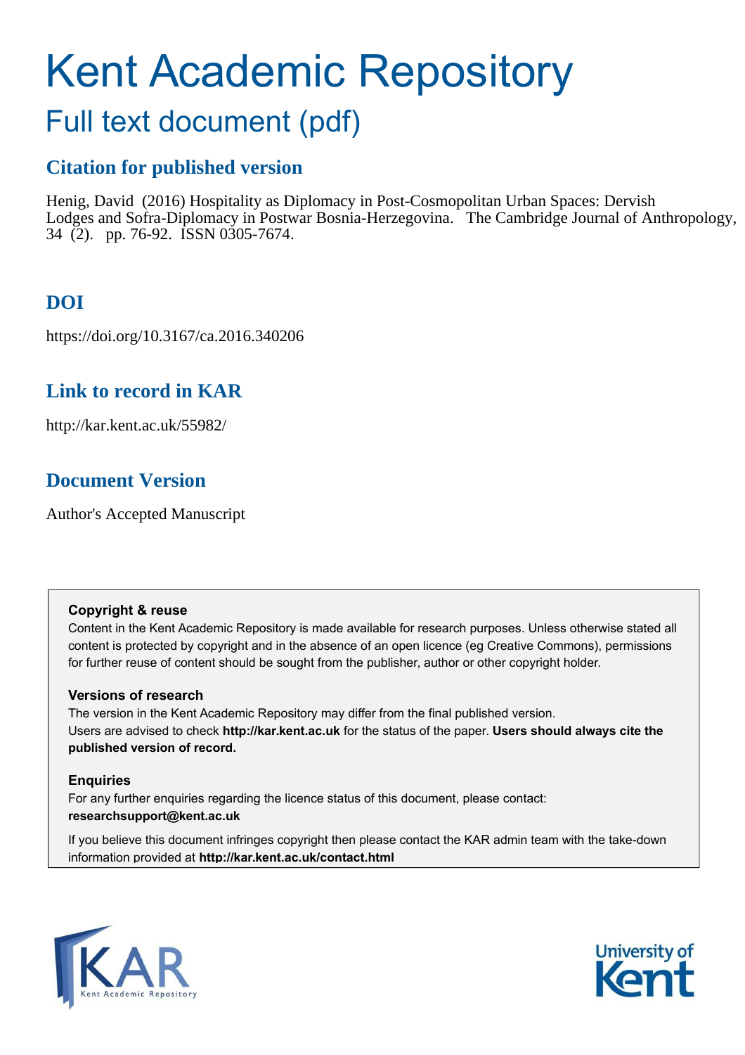# Kent Academic Repository

## Full text document (pdf)

### Citation for published version

Henig, David (2016) Hospitality as Diplomacy in Post-Cosmopolitan Urban Spaces: Dervish Lodges and Sofra-Diplomacy in Postwar Bosnia-Herzegovina. The Cambridge Journal of Anthropology, 34 (2). pp. 76-92. ISSN 0305-7674.

### DOI

https://doi.org/10.3167/ca.2016.340206

### Link to record in KAR

http://kar.kent.ac.uk/55982/

### Document Version

Author's Accepted Manuscript

**Copyright & reuse**

Content in the Kent Academic Repository is made available for research purposes. Unless otherwise stated all content is protected by copyright and in the absence of an open licence (eg Creative Commons), permissions for further reuse of content should be sought from the publisher, author or other copyright holder.

**Versions of research**

The version in the Kent Academic Repository may differ from the final published version. Users are advised to check **http://kar.kent.ac.uk** for the status of the paper. **Users should always cite the published version of record.**

**Enquiries**

For any further enquiries regarding the licence status of this document, please contact: **researchsupport@kent.ac.uk**

If you believe this document infringes copyright then please contact the KAR admin team with the take-down information provided at **http://kar.kent.ac.uk/contact.html**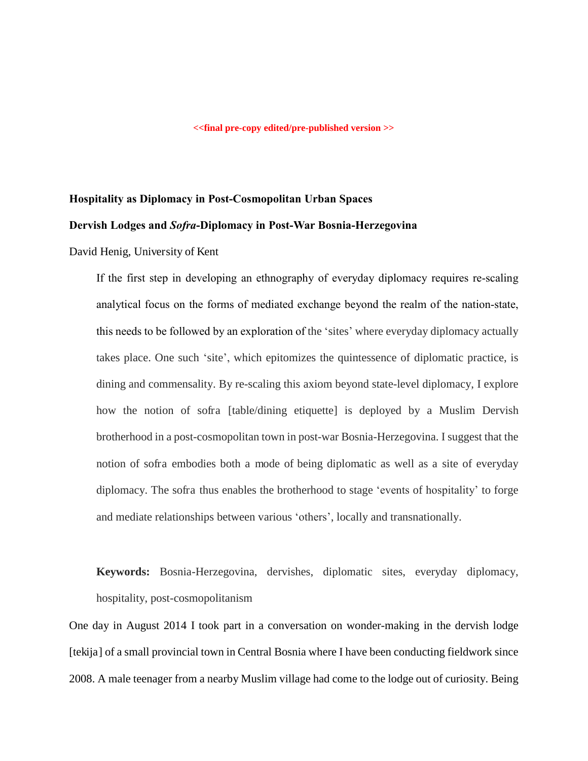<<final pre-copy edited/pre-published version >>

**Hospitality as Diplomacy in Post-Cosmopolitan Urban Spaces**

**Dervish Lodges and *Sofra*-Diplomacy in Post-War Bosnia-Herzegovina**

David Henig, University of Kent

> If the first step in developing an ethnography of everyday diplomacy requires re-scaling analytical focus on the forms of mediated exchange beyond the realm of the nation-state, this needs to be followed by an exploration of the 'sites' where everyday diplomacy actually takes place. One such 'site', which epitomizes the quintessence of diplomatic practice, is dining and commensality. By re-scaling this axiom beyond state-level diplomacy, I explore how the notion of sofra [table/dining etiquette] is deployed by a Muslim Dervish brotherhood in a post-cosmopolitan town in post-war Bosnia-Herzegovina. I suggest that the notion of sofra embodies both a mode of being diplomatic as well as a site of everyday diplomacy. The sofra thus enables the brotherhood to stage 'events of hospitality' to forge and mediate relationships between various 'others', locally and transnationally.
>
> **Keywords:** Bosnia-Herzegovina, dervishes, diplomatic sites, everyday diplomacy, hospitality, post-cosmopolitanism

One day in August 2014 I took part in a conversation on wonder-making in the dervish lodge [tekija] of a small provincial town in Central Bosnia where I have been conducting fieldwork since 2008. A male teenager from a nearby Muslim village had come to the lodge out of curiosity. Being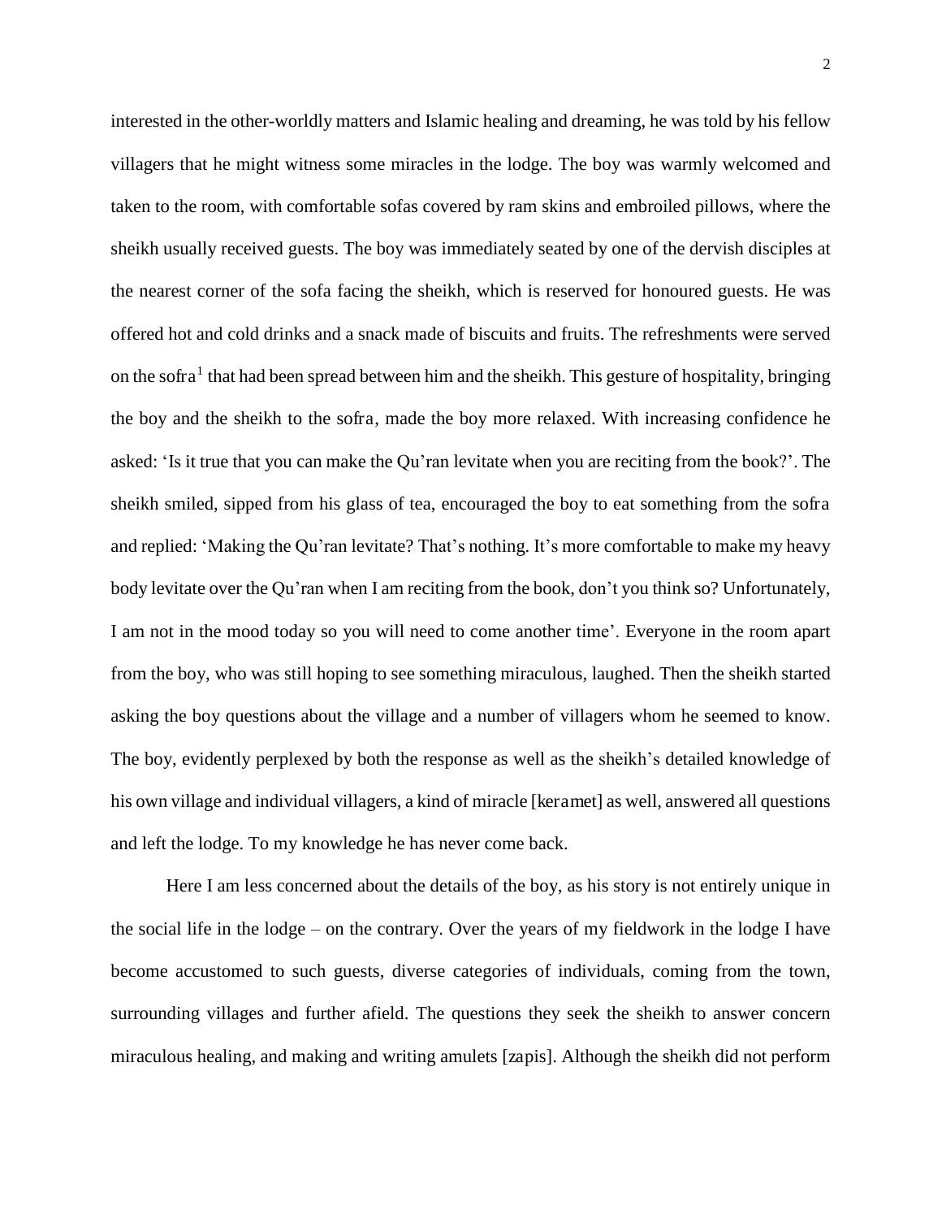interested in the other-worldly matters and Islamic healing and dreaming, he was told by his fellow villagers that he might witness some miracles in the lodge. The boy was warmly welcomed and taken to the room, with comfortable sofas covered by ram skins and embroiled pillows, where the sheikh usually received guests. The boy was immediately seated by one of the dervish disciples at the nearest corner of the sofa facing the sheikh, which is reserved for honoured guests. He was offered hot and cold drinks and a snack made of biscuits and fruits. The refreshments were served on the sofra[1] that had been spread between him and the sheikh. This gesture of hospitality, bringing the boy and the sheikh to the sofra, made the boy more relaxed. With increasing confidence he asked: 'Is it true that you can make the Qu'ran levitate when you are reciting from the book?'. The sheikh smiled, sipped from his glass of tea, encouraged the boy to eat something from the sofra and replied: 'Making the Qu'ran levitate? That's nothing. It's more comfortable to make my heavy body levitate over the Qu'ran when I am reciting from the book, don't you think so? Unfortunately, I am not in the mood today so you will need to come another time'. Everyone in the room apart from the boy, who was still hoping to see something miraculous, laughed. Then the sheikh started asking the boy questions about the village and a number of villagers whom he seemed to know. The boy, evidently perplexed by both the response as well as the sheikh's detailed knowledge of his own village and individual villagers, a kind of miracle [keramet] as well, answered all questions and left the lodge. To my knowledge he has never come back.

Here I am less concerned about the details of the boy, as his story is not entirely unique in the social life in the lodge – on the contrary. Over the years of my fieldwork in the lodge I have become accustomed to such guests, diverse categories of individuals, coming from the town, surrounding villages and further afield. The questions they seek the sheikh to answer concern miraculous healing, and making and writing amulets [zapis]. Although the sheikh did not perform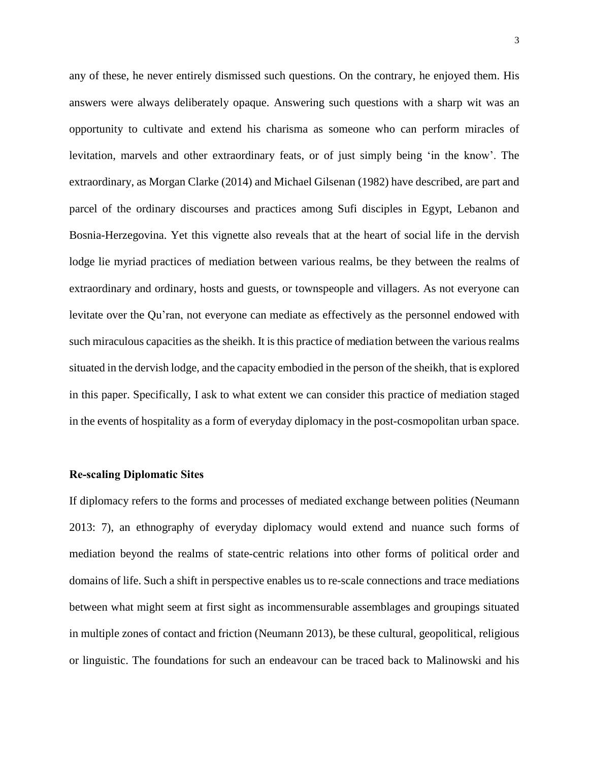any of these, he never entirely dismissed such questions. On the contrary, he enjoyed them. His answers were always deliberately opaque. Answering such questions with a sharp wit was an opportunity to cultivate and extend his charisma as someone who can perform miracles of levitation, marvels and other extraordinary feats, or of just simply being 'in the know'. The extraordinary, as Morgan Clarke (2014) and Michael Gilsenan (1982) have described, are part and parcel of the ordinary discourses and practices among Sufi disciples in Egypt, Lebanon and Bosnia-Herzegovina. Yet this vignette also reveals that at the heart of social life in the dervish lodge lie myriad practices of mediation between various realms, be they between the realms of extraordinary and ordinary, hosts and guests, or townspeople and villagers. As not everyone can levitate over the Qu'ran, not everyone can mediate as effectively as the personnel endowed with such miraculous capacities as the sheikh. It is this practice of mediation between the various realms situated in the dervish lodge, and the capacity embodied in the person of the sheikh, that is explored in this paper. Specifically, I ask to what extent we can consider this practice of mediation staged in the events of hospitality as a form of everyday diplomacy in the post-cosmopolitan urban space.

## Re-scaling Diplomatic Sites

If diplomacy refers to the forms and processes of mediated exchange between polities (Neumann 2013: 7), an ethnography of everyday diplomacy would extend and nuance such forms of mediation beyond the realms of state-centric relations into other forms of political order and domains of life. Such a shift in perspective enables us to re-scale connections and trace mediations between what might seem at first sight as incommensurable assemblages and groupings situated in multiple zones of contact and friction (Neumann 2013), be these cultural, geopolitical, religious or linguistic. The foundations for such an endeavour can be traced back to Malinowski and his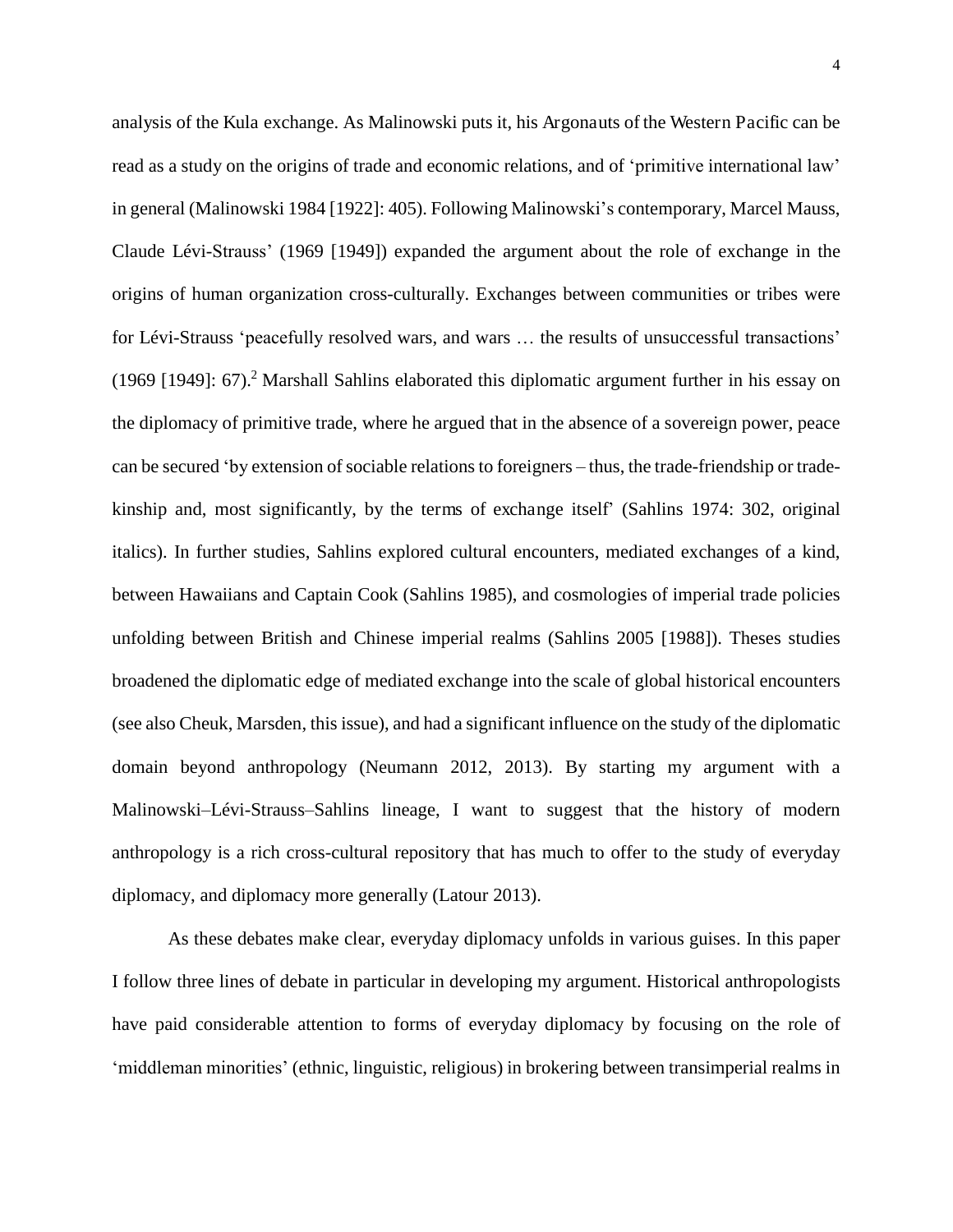analysis of the Kula exchange. As Malinowski puts it, his Argonauts of the Western Pacific can be read as a study on the origins of trade and economic relations, and of 'primitive international law' in general (Malinowski 1984 [1922]: 405). Following Malinowski's contemporary, Marcel Mauss, Claude Lévi-Strauss' (1969 [1949]) expanded the argument about the role of exchange in the origins of human organization cross-culturally. Exchanges between communities or tribes were for Lévi-Strauss 'peacefully resolved wars, and wars … the results of unsuccessful transactions' (1969 [1949]: 67).[2] Marshall Sahlins elaborated this diplomatic argument further in his essay on the diplomacy of primitive trade, where he argued that in the absence of a sovereign power, peace can be secured 'by extension of sociable relations to foreigners – thus, the trade-friendship or trade-kinship and, most significantly, by the terms of exchange itself' (Sahlins 1974: 302, original italics). In further studies, Sahlins explored cultural encounters, mediated exchanges of a kind, between Hawaiians and Captain Cook (Sahlins 1985), and cosmologies of imperial trade policies unfolding between British and Chinese imperial realms (Sahlins 2005 [1988]). Theses studies broadened the diplomatic edge of mediated exchange into the scale of global historical encounters (see also Cheuk, Marsden, this issue), and had a significant influence on the study of the diplomatic domain beyond anthropology (Neumann 2012, 2013). By starting my argument with a Malinowski–Lévi-Strauss–Sahlins lineage, I want to suggest that the history of modern anthropology is a rich cross-cultural repository that has much to offer to the study of everyday diplomacy, and diplomacy more generally (Latour 2013).

As these debates make clear, everyday diplomacy unfolds in various guises. In this paper I follow three lines of debate in particular in developing my argument. Historical anthropologists have paid considerable attention to forms of everyday diplomacy by focusing on the role of 'middleman minorities' (ethnic, linguistic, religious) in brokering between transimperial realms in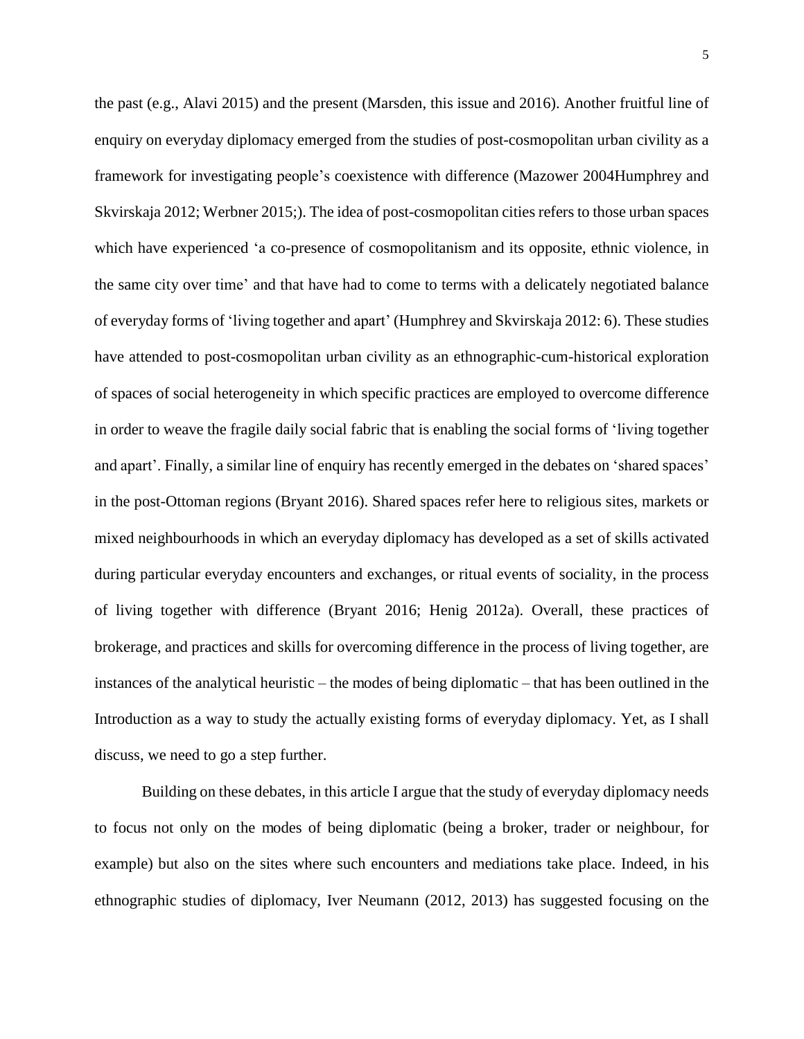the past (e.g., Alavi 2015) and the present (Marsden, this issue and 2016). Another fruitful line of enquiry on everyday diplomacy emerged from the studies of post-cosmopolitan urban civility as a framework for investigating people's coexistence with difference (Mazower 2004Humphrey and Skvirskaja 2012; Werbner 2015;). The idea of post-cosmopolitan cities refers to those urban spaces which have experienced 'a co-presence of cosmopolitanism and its opposite, ethnic violence, in the same city over time' and that have had to come to terms with a delicately negotiated balance of everyday forms of 'living together and apart' (Humphrey and Skvirskaja 2012: 6). These studies have attended to post-cosmopolitan urban civility as an ethnographic-cum-historical exploration of spaces of social heterogeneity in which specific practices are employed to overcome difference in order to weave the fragile daily social fabric that is enabling the social forms of 'living together and apart'. Finally, a similar line of enquiry has recently emerged in the debates on 'shared spaces' in the post-Ottoman regions (Bryant 2016). Shared spaces refer here to religious sites, markets or mixed neighbourhoods in which an everyday diplomacy has developed as a set of skills activated during particular everyday encounters and exchanges, or ritual events of sociality, in the process of living together with difference (Bryant 2016; Henig 2012a). Overall, these practices of brokerage, and practices and skills for overcoming difference in the process of living together, are instances of the analytical heuristic – the modes of being diplomatic – that has been outlined in the Introduction as a way to study the actually existing forms of everyday diplomacy. Yet, as I shall discuss, we need to go a step further.

Building on these debates, in this article I argue that the study of everyday diplomacy needs to focus not only on the modes of being diplomatic (being a broker, trader or neighbour, for example) but also on the sites where such encounters and mediations take place. Indeed, in his ethnographic studies of diplomacy, Iver Neumann (2012, 2013) has suggested focusing on the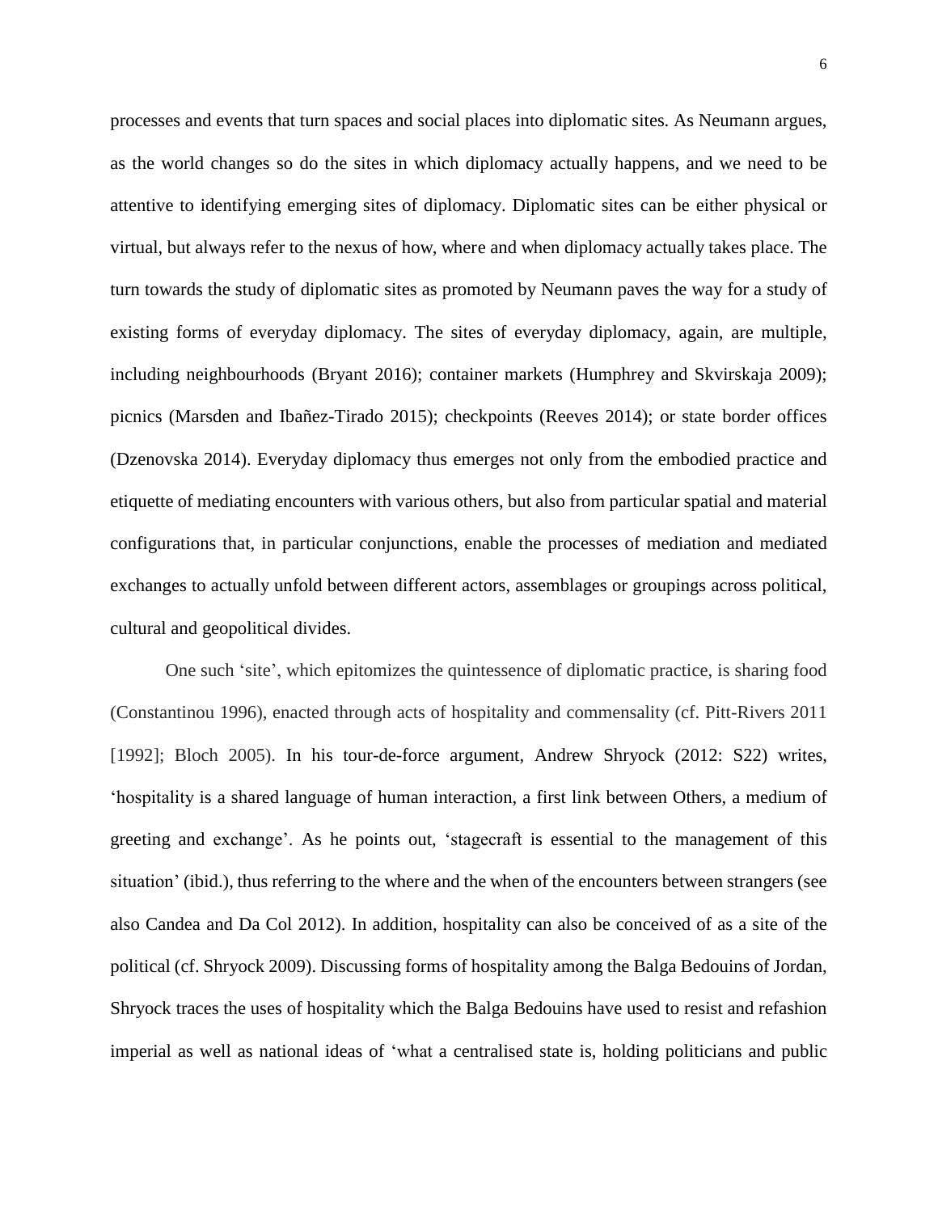processes and events that turn spaces and social places into diplomatic sites. As Neumann argues, as the world changes so do the sites in which diplomacy actually happens, and we need to be attentive to identifying emerging sites of diplomacy. Diplomatic sites can be either physical or virtual, but always refer to the nexus of how, where and when diplomacy actually takes place. The turn towards the study of diplomatic sites as promoted by Neumann paves the way for a study of existing forms of everyday diplomacy. The sites of everyday diplomacy, again, are multiple, including neighbourhoods (Bryant 2016); container markets (Humphrey and Skvirskaja 2009); picnics (Marsden and Ibañez-Tirado 2015); checkpoints (Reeves 2014); or state border offices (Dzenovska 2014). Everyday diplomacy thus emerges not only from the embodied practice and etiquette of mediating encounters with various others, but also from particular spatial and material configurations that, in particular conjunctions, enable the processes of mediation and mediated exchanges to actually unfold between different actors, assemblages or groupings across political, cultural and geopolitical divides.

One such 'site', which epitomizes the quintessence of diplomatic practice, is sharing food (Constantinou 1996), enacted through acts of hospitality and commensality (cf. Pitt-Rivers 2011 [1992]; Bloch 2005). In his tour-de-force argument, Andrew Shryock (2012: S22) writes, 'hospitality is a shared language of human interaction, a first link between Others, a medium of greeting and exchange'. As he points out, 'stagecraft is essential to the management of this situation' (ibid.), thus referring to the where and the when of the encounters between strangers (see also Candea and Da Col 2012). In addition, hospitality can also be conceived of as a site of the political (cf. Shryock 2009). Discussing forms of hospitality among the Balga Bedouins of Jordan, Shryock traces the uses of hospitality which the Balga Bedouins have used to resist and refashion imperial as well as national ideas of 'what a centralised state is, holding politicians and public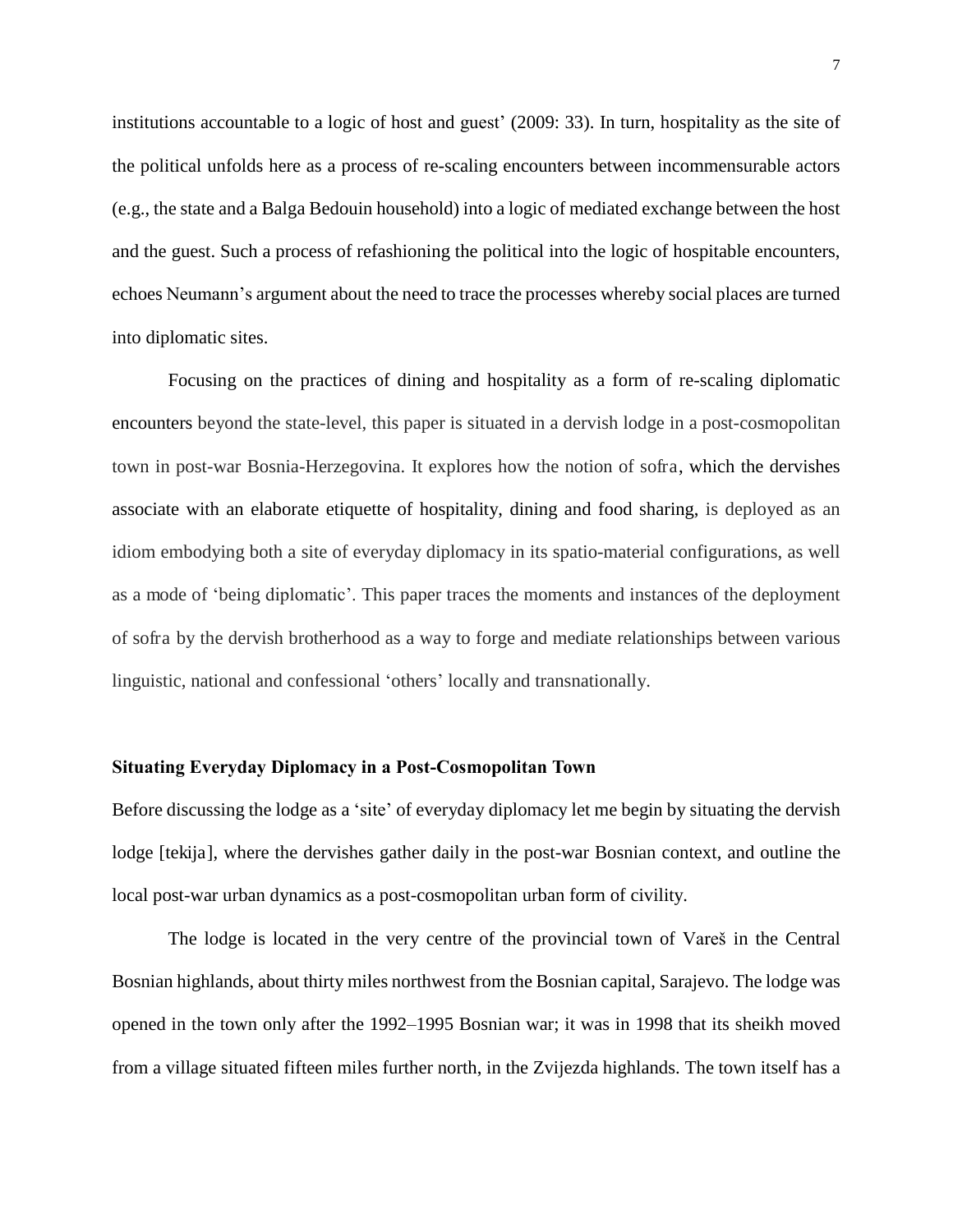institutions accountable to a logic of host and guest' (2009: 33). In turn, hospitality as the site of the political unfolds here as a process of re-scaling encounters between incommensurable actors (e.g., the state and a Balga Bedouin household) into a logic of mediated exchange between the host and the guest. Such a process of refashioning the political into the logic of hospitable encounters, echoes Neumann's argument about the need to trace the processes whereby social places are turned into diplomatic sites.

Focusing on the practices of dining and hospitality as a form of re-scaling diplomatic encounters beyond the state-level, this paper is situated in a dervish lodge in a post-cosmopolitan town in post-war Bosnia-Herzegovina. It explores how the notion of sofra, which the dervishes associate with an elaborate etiquette of hospitality, dining and food sharing, is deployed as an idiom embodying both a site of everyday diplomacy in its spatio-material configurations, as well as a mode of 'being diplomatic'. This paper traces the moments and instances of the deployment of sofra by the dervish brotherhood as a way to forge and mediate relationships between various linguistic, national and confessional 'others' locally and transnationally.

## Situating Everyday Diplomacy in a Post-Cosmopolitan Town

Before discussing the lodge as a 'site' of everyday diplomacy let me begin by situating the dervish lodge [tekija], where the dervishes gather daily in the post-war Bosnian context, and outline the local post-war urban dynamics as a post-cosmopolitan urban form of civility.

The lodge is located in the very centre of the provincial town of Vareš in the Central Bosnian highlands, about thirty miles northwest from the Bosnian capital, Sarajevo. The lodge was opened in the town only after the 1992–1995 Bosnian war; it was in 1998 that its sheikh moved from a village situated fifteen miles further north, in the Zvijezda highlands. The town itself has a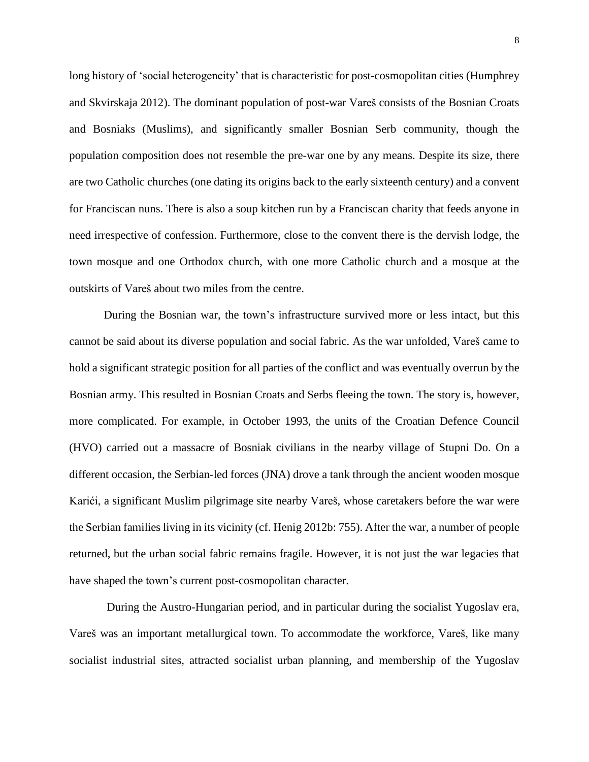long history of 'social heterogeneity' that is characteristic for post-cosmopolitan cities (Humphrey and Skvirskaja 2012). The dominant population of post-war Vareš consists of the Bosnian Croats and Bosniaks (Muslims), and significantly smaller Bosnian Serb community, though the population composition does not resemble the pre-war one by any means. Despite its size, there are two Catholic churches (one dating its origins back to the early sixteenth century) and a convent for Franciscan nuns. There is also a soup kitchen run by a Franciscan charity that feeds anyone in need irrespective of confession. Furthermore, close to the convent there is the dervish lodge, the town mosque and one Orthodox church, with one more Catholic church and a mosque at the outskirts of Vareš about two miles from the centre.

During the Bosnian war, the town's infrastructure survived more or less intact, but this cannot be said about its diverse population and social fabric. As the war unfolded, Vareš came to hold a significant strategic position for all parties of the conflict and was eventually overrun by the Bosnian army. This resulted in Bosnian Croats and Serbs fleeing the town. The story is, however, more complicated. For example, in October 1993, the units of the Croatian Defence Council (HVO) carried out a massacre of Bosniak civilians in the nearby village of Stupni Do. On a different occasion, the Serbian-led forces (JNA) drove a tank through the ancient wooden mosque Karići, a significant Muslim pilgrimage site nearby Vareš, whose caretakers before the war were the Serbian families living in its vicinity (cf. Henig 2012b: 755). After the war, a number of people returned, but the urban social fabric remains fragile. However, it is not just the war legacies that have shaped the town's current post-cosmopolitan character.

During the Austro-Hungarian period, and in particular during the socialist Yugoslav era, Vareš was an important metallurgical town. To accommodate the workforce, Vareš, like many socialist industrial sites, attracted socialist urban planning, and membership of the Yugoslav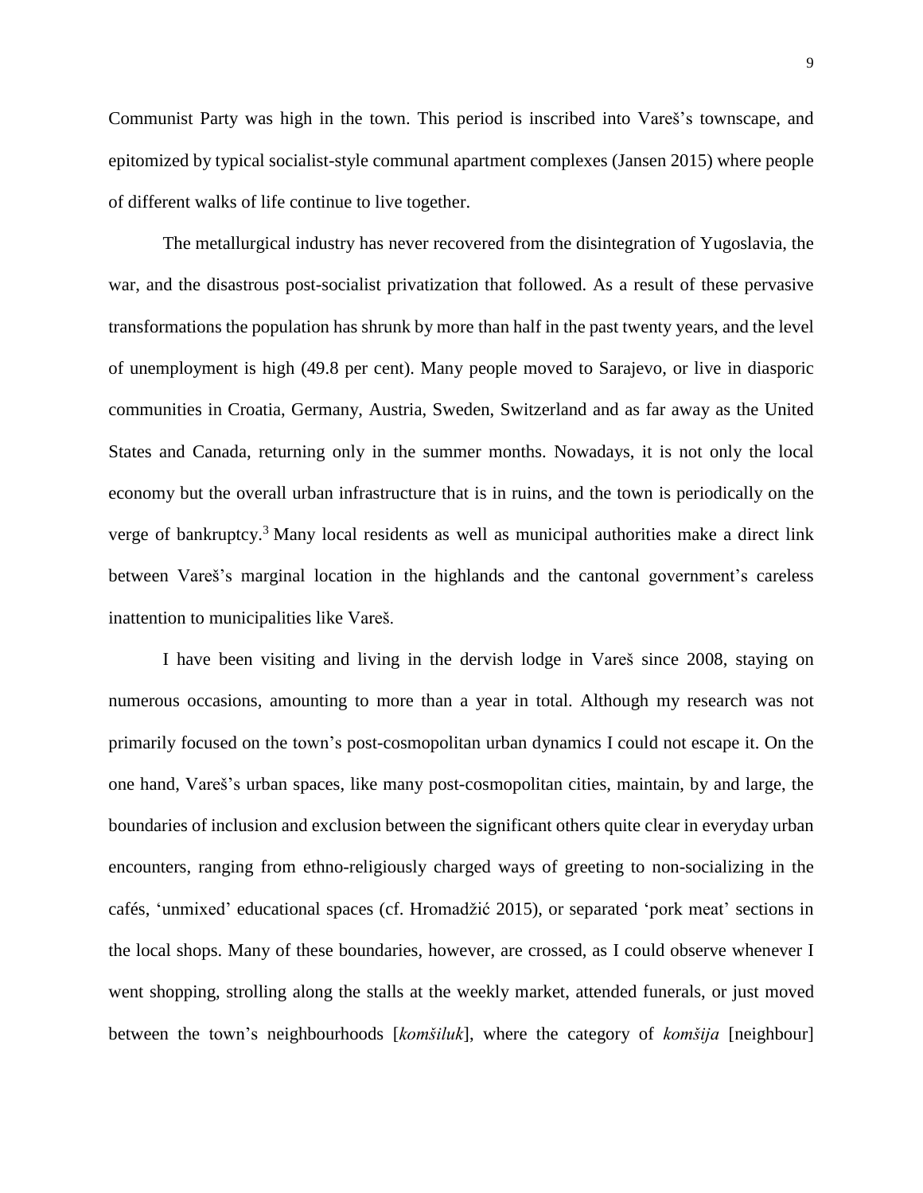Communist Party was high in the town. This period is inscribed into Vareš's townscape, and epitomized by typical socialist-style communal apartment complexes (Jansen 2015) where people of different walks of life continue to live together.

The metallurgical industry has never recovered from the disintegration of Yugoslavia, the war, and the disastrous post-socialist privatization that followed. As a result of these pervasive transformations the population has shrunk by more than half in the past twenty years, and the level of unemployment is high (49.8 per cent). Many people moved to Sarajevo, or live in diasporic communities in Croatia, Germany, Austria, Sweden, Switzerland and as far away as the United States and Canada, returning only in the summer months. Nowadays, it is not only the local economy but the overall urban infrastructure that is in ruins, and the town is periodically on the verge of bankruptcy.[3] Many local residents as well as municipal authorities make a direct link between Vareš's marginal location in the highlands and the cantonal government's careless inattention to municipalities like Vareš.

I have been visiting and living in the dervish lodge in Vareš since 2008, staying on numerous occasions, amounting to more than a year in total. Although my research was not primarily focused on the town's post-cosmopolitan urban dynamics I could not escape it. On the one hand, Vareš's urban spaces, like many post-cosmopolitan cities, maintain, by and large, the boundaries of inclusion and exclusion between the significant others quite clear in everyday urban encounters, ranging from ethno-religiously charged ways of greeting to non-socializing in the cafés, 'unmixed' educational spaces (cf. Hromadžić 2015), or separated 'pork meat' sections in the local shops. Many of these boundaries, however, are crossed, as I could observe whenever I went shopping, strolling along the stalls at the weekly market, attended funerals, or just moved between the town's neighbourhoods [*komšiluk*], where the category of *komšija* [neighbour]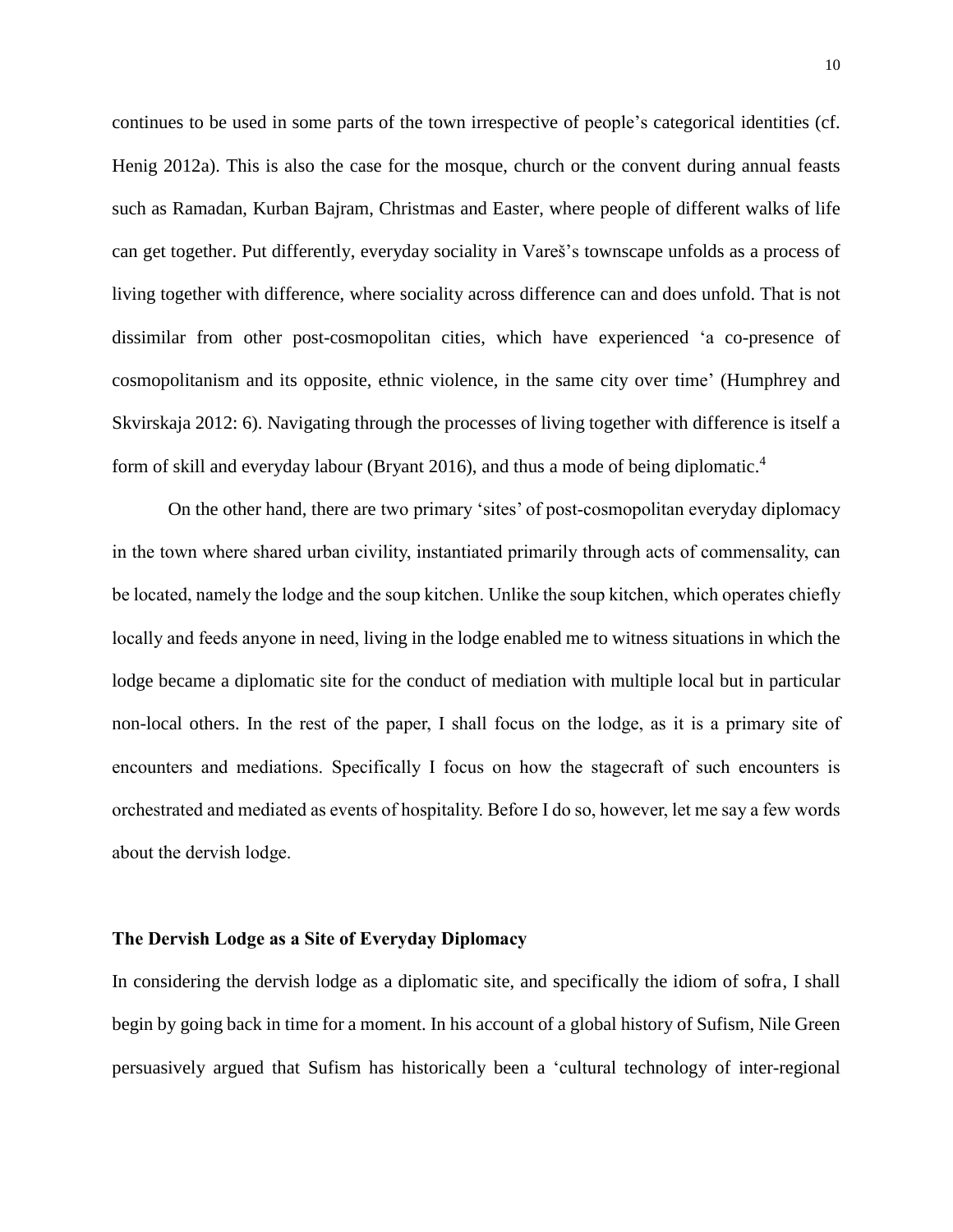continues to be used in some parts of the town irrespective of people's categorical identities (cf. Henig 2012a). This is also the case for the mosque, church or the convent during annual feasts such as Ramadan, Kurban Bajram, Christmas and Easter, where people of different walks of life can get together. Put differently, everyday sociality in Vareš's townscape unfolds as a process of living together with difference, where sociality across difference can and does unfold. That is not dissimilar from other post-cosmopolitan cities, which have experienced 'a co-presence of cosmopolitanism and its opposite, ethnic violence, in the same city over time' (Humphrey and Skvirskaja 2012: 6). Navigating through the processes of living together with difference is itself a form of skill and everyday labour (Bryant 2016), and thus a mode of being diplomatic.[4]

On the other hand, there are two primary 'sites' of post-cosmopolitan everyday diplomacy in the town where shared urban civility, instantiated primarily through acts of commensality, can be located, namely the lodge and the soup kitchen. Unlike the soup kitchen, which operates chiefly locally and feeds anyone in need, living in the lodge enabled me to witness situations in which the lodge became a diplomatic site for the conduct of mediation with multiple local but in particular non-local others. In the rest of the paper, I shall focus on the lodge, as it is a primary site of encounters and mediations. Specifically I focus on how the stagecraft of such encounters is orchestrated and mediated as events of hospitality. Before I do so, however, let me say a few words about the dervish lodge.

## The Dervish Lodge as a Site of Everyday Diplomacy

In considering the dervish lodge as a diplomatic site, and specifically the idiom of sofra, I shall begin by going back in time for a moment. In his account of a global history of Sufism, Nile Green persuasively argued that Sufism has historically been a 'cultural technology of inter-regional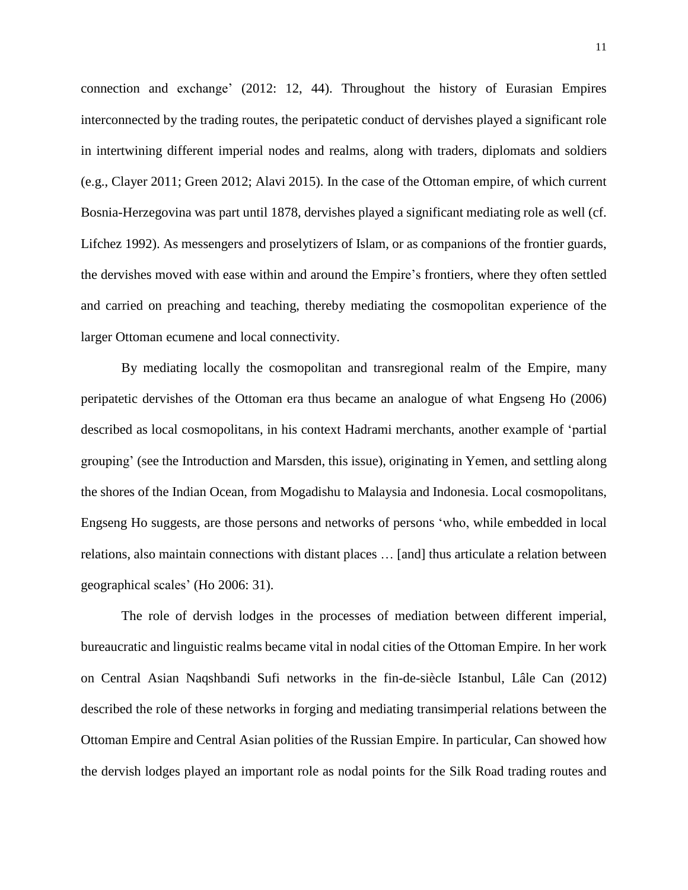connection and exchange' (2012: 12, 44). Throughout the history of Eurasian Empires interconnected by the trading routes, the peripatetic conduct of dervishes played a significant role in intertwining different imperial nodes and realms, along with traders, diplomats and soldiers (e.g., Clayer 2011; Green 2012; Alavi 2015). In the case of the Ottoman empire, of which current Bosnia-Herzegovina was part until 1878, dervishes played a significant mediating role as well (cf. Lifchez 1992). As messengers and proselytizers of Islam, or as companions of the frontier guards, the dervishes moved with ease within and around the Empire's frontiers, where they often settled and carried on preaching and teaching, thereby mediating the cosmopolitan experience of the larger Ottoman ecumene and local connectivity.

By mediating locally the cosmopolitan and transregional realm of the Empire, many peripatetic dervishes of the Ottoman era thus became an analogue of what Engseng Ho (2006) described as local cosmopolitans, in his context Hadrami merchants, another example of 'partial grouping' (see the Introduction and Marsden, this issue), originating in Yemen, and settling along the shores of the Indian Ocean, from Mogadishu to Malaysia and Indonesia. Local cosmopolitans, Engseng Ho suggests, are those persons and networks of persons 'who, while embedded in local relations, also maintain connections with distant places … [and] thus articulate a relation between geographical scales' (Ho 2006: 31).

The role of dervish lodges in the processes of mediation between different imperial, bureaucratic and linguistic realms became vital in nodal cities of the Ottoman Empire. In her work on Central Asian Naqshbandi Sufi networks in the fin-de-siècle Istanbul, Lâle Can (2012) described the role of these networks in forging and mediating transimperial relations between the Ottoman Empire and Central Asian polities of the Russian Empire. In particular, Can showed how the dervish lodges played an important role as nodal points for the Silk Road trading routes and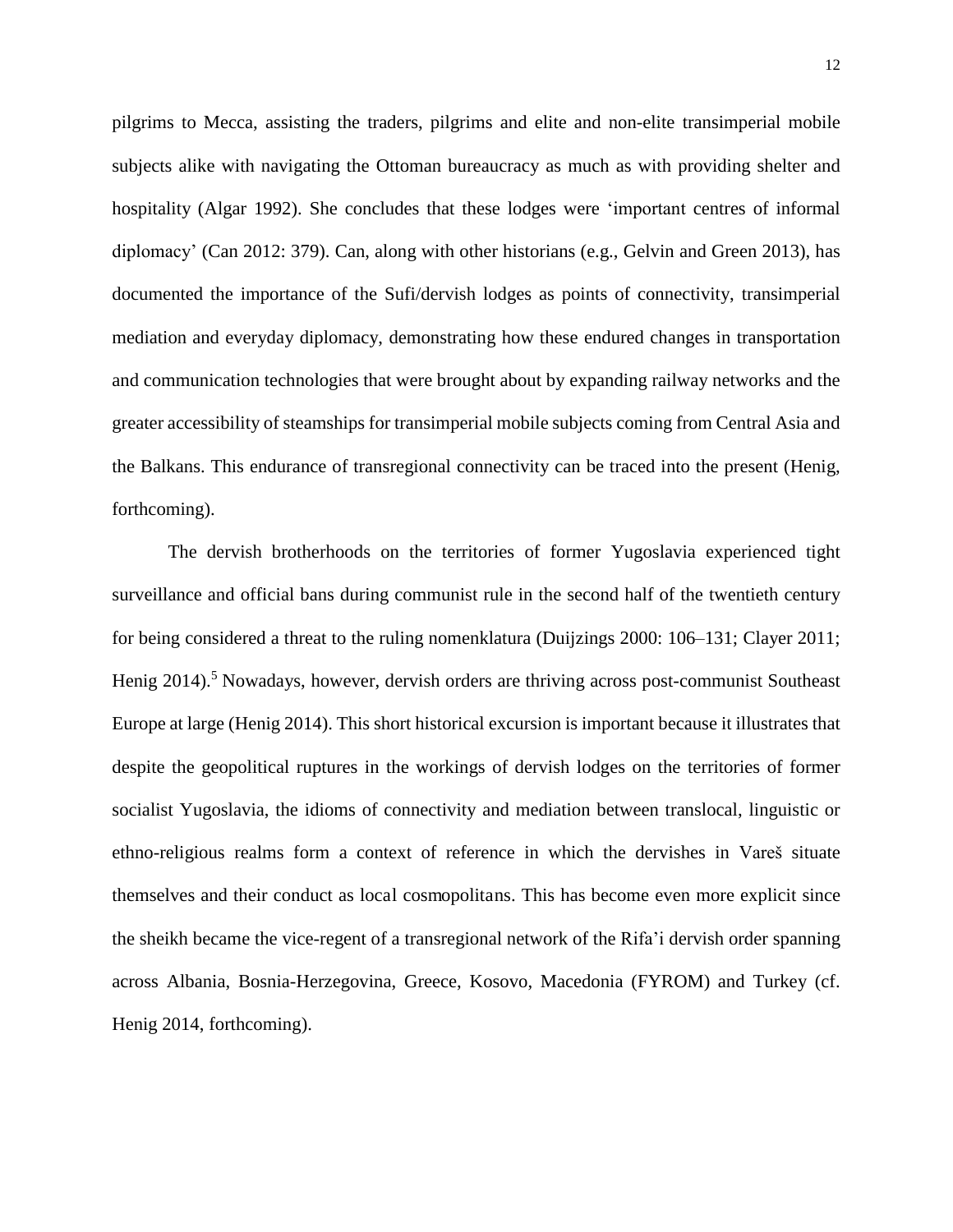pilgrims to Mecca, assisting the traders, pilgrims and elite and non-elite transimperial mobile subjects alike with navigating the Ottoman bureaucracy as much as with providing shelter and hospitality (Algar 1992). She concludes that these lodges were 'important centres of informal diplomacy' (Can 2012: 379). Can, along with other historians (e.g., Gelvin and Green 2013), has documented the importance of the Sufi/dervish lodges as points of connectivity, transimperial mediation and everyday diplomacy, demonstrating how these endured changes in transportation and communication technologies that were brought about by expanding railway networks and the greater accessibility of steamships for transimperial mobile subjects coming from Central Asia and the Balkans. This endurance of transregional connectivity can be traced into the present (Henig, forthcoming).

The dervish brotherhoods on the territories of former Yugoslavia experienced tight surveillance and official bans during communist rule in the second half of the twentieth century for being considered a threat to the ruling nomenklatura (Duijzings 2000: 106–131; Clayer 2011; Henig 2014).[5] Nowadays, however, dervish orders are thriving across post-communist Southeast Europe at large (Henig 2014). This short historical excursion is important because it illustrates that despite the geopolitical ruptures in the workings of dervish lodges on the territories of former socialist Yugoslavia, the idioms of connectivity and mediation between translocal, linguistic or ethno-religious realms form a context of reference in which the dervishes in Vareš situate themselves and their conduct as local cosmopolitans. This has become even more explicit since the sheikh became the vice-regent of a transregional network of the Rifa'i dervish order spanning across Albania, Bosnia-Herzegovina, Greece, Kosovo, Macedonia (FYROM) and Turkey (cf. Henig 2014, forthcoming).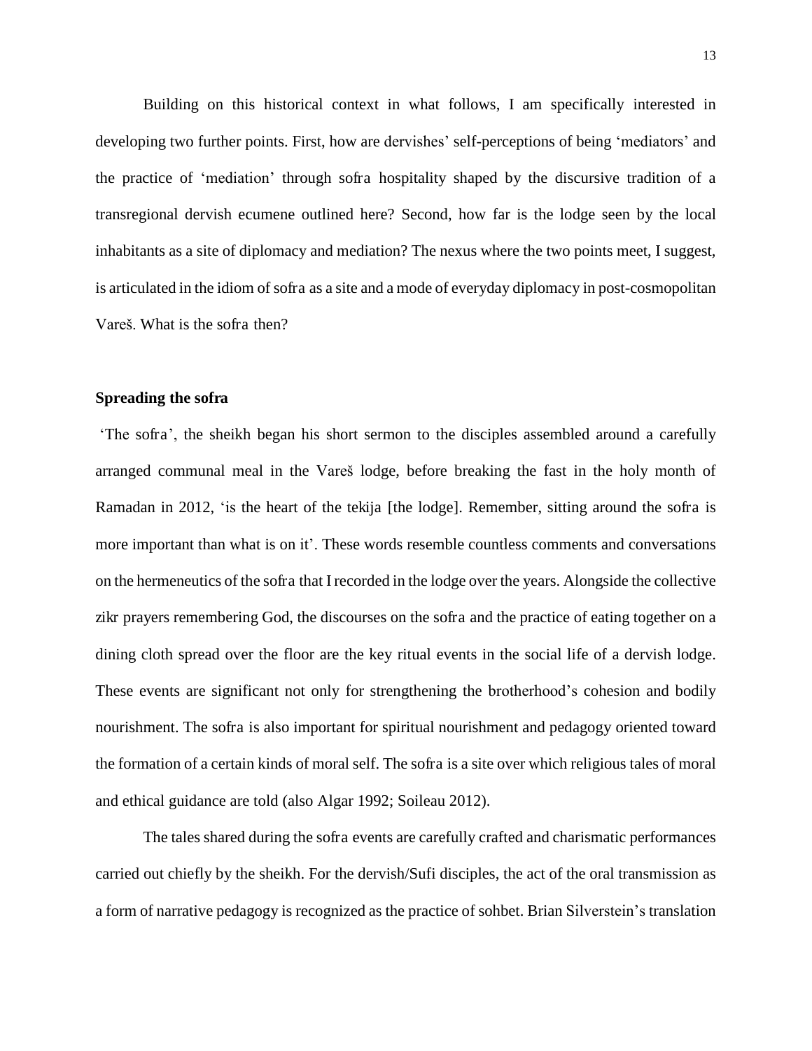Building on this historical context in what follows, I am specifically interested in developing two further points. First, how are dervishes' self-perceptions of being 'mediators' and the practice of 'mediation' through sofra hospitality shaped by the discursive tradition of a transregional dervish ecumene outlined here? Second, how far is the lodge seen by the local inhabitants as a site of diplomacy and mediation? The nexus where the two points meet, I suggest, is articulated in the idiom of sofra as a site and a mode of everyday diplomacy in post-cosmopolitan Vareš. What is the sofra then?

**Spreading the sofra**

'The sofra', the sheikh began his short sermon to the disciples assembled around a carefully arranged communal meal in the Vareš lodge, before breaking the fast in the holy month of Ramadan in 2012, 'is the heart of the tekija [the lodge]. Remember, sitting around the sofra is more important than what is on it'. These words resemble countless comments and conversations on the hermeneutics of the sofra that I recorded in the lodge over the years. Alongside the collective zikr prayers remembering God, the discourses on the sofra and the practice of eating together on a dining cloth spread over the floor are the key ritual events in the social life of a dervish lodge. These events are significant not only for strengthening the brotherhood's cohesion and bodily nourishment. The sofra is also important for spiritual nourishment and pedagogy oriented toward the formation of a certain kinds of moral self. The sofra is a site over which religious tales of moral and ethical guidance are told (also Algar 1992; Soileau 2012).

The tales shared during the sofra events are carefully crafted and charismatic performances carried out chiefly by the sheikh. For the dervish/Sufi disciples, the act of the oral transmission as a form of narrative pedagogy is recognized as the practice of sohbet. Brian Silverstein's translation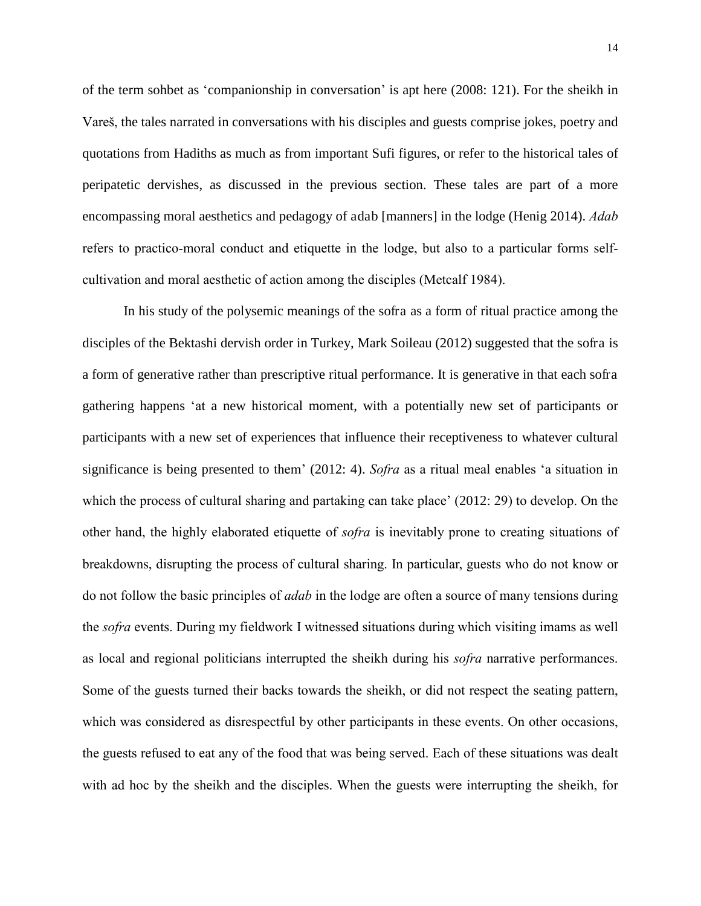of the term sohbet as 'companionship in conversation' is apt here (2008: 121). For the sheikh in Vareš, the tales narrated in conversations with his disciples and guests comprise jokes, poetry and quotations from Hadiths as much as from important Sufi figures, or refer to the historical tales of peripatetic dervishes, as discussed in the previous section. These tales are part of a more encompassing moral aesthetics and pedagogy of adab [manners] in the lodge (Henig 2014). *Adab* refers to practico-moral conduct and etiquette in the lodge, but also to a particular forms self-cultivation and moral aesthetic of action among the disciples (Metcalf 1984).

In his study of the polysemic meanings of the sofra as a form of ritual practice among the disciples of the Bektashi dervish order in Turkey, Mark Soileau (2012) suggested that the sofra is a form of generative rather than prescriptive ritual performance. It is generative in that each sofra gathering happens 'at a new historical moment, with a potentially new set of participants or participants with a new set of experiences that influence their receptiveness to whatever cultural significance is being presented to them' (2012: 4). *Sofra* as a ritual meal enables 'a situation in which the process of cultural sharing and partaking can take place' (2012: 29) to develop. On the other hand, the highly elaborated etiquette of *sofra* is inevitably prone to creating situations of breakdowns, disrupting the process of cultural sharing. In particular, guests who do not know or do not follow the basic principles of *adab* in the lodge are often a source of many tensions during the *sofra* events. During my fieldwork I witnessed situations during which visiting imams as well as local and regional politicians interrupted the sheikh during his *sofra* narrative performances. Some of the guests turned their backs towards the sheikh, or did not respect the seating pattern, which was considered as disrespectful by other participants in these events. On other occasions, the guests refused to eat any of the food that was being served. Each of these situations was dealt with ad hoc by the sheikh and the disciples. When the guests were interrupting the sheikh, for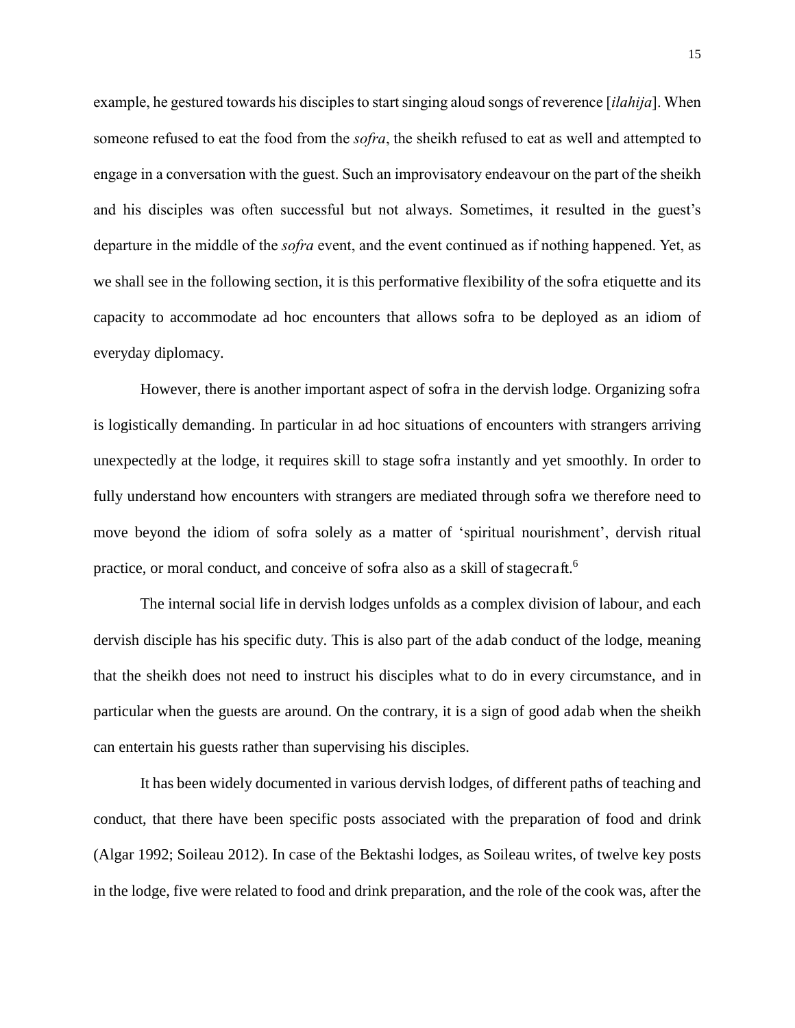example, he gestured towards his disciples to start singing aloud songs of reverence [*ilahija*]. When someone refused to eat the food from the *sofra*, the sheikh refused to eat as well and attempted to engage in a conversation with the guest. Such an improvisatory endeavour on the part of the sheikh and his disciples was often successful but not always. Sometimes, it resulted in the guest's departure in the middle of the *sofra* event, and the event continued as if nothing happened. Yet, as we shall see in the following section, it is this performative flexibility of the sofra etiquette and its capacity to accommodate ad hoc encounters that allows sofra to be deployed as an idiom of everyday diplomacy.

However, there is another important aspect of sofra in the dervish lodge. Organizing sofra is logistically demanding. In particular in ad hoc situations of encounters with strangers arriving unexpectedly at the lodge, it requires skill to stage sofra instantly and yet smoothly. In order to fully understand how encounters with strangers are mediated through sofra we therefore need to move beyond the idiom of sofra solely as a matter of 'spiritual nourishment', dervish ritual practice, or moral conduct, and conceive of sofra also as a skill of stagecraft.[6]

The internal social life in dervish lodges unfolds as a complex division of labour, and each dervish disciple has his specific duty. This is also part of the adab conduct of the lodge, meaning that the sheikh does not need to instruct his disciples what to do in every circumstance, and in particular when the guests are around. On the contrary, it is a sign of good adab when the sheikh can entertain his guests rather than supervising his disciples.

It has been widely documented in various dervish lodges, of different paths of teaching and conduct, that there have been specific posts associated with the preparation of food and drink (Algar 1992; Soileau 2012). In case of the Bektashi lodges, as Soileau writes, of twelve key posts in the lodge, five were related to food and drink preparation, and the role of the cook was, after the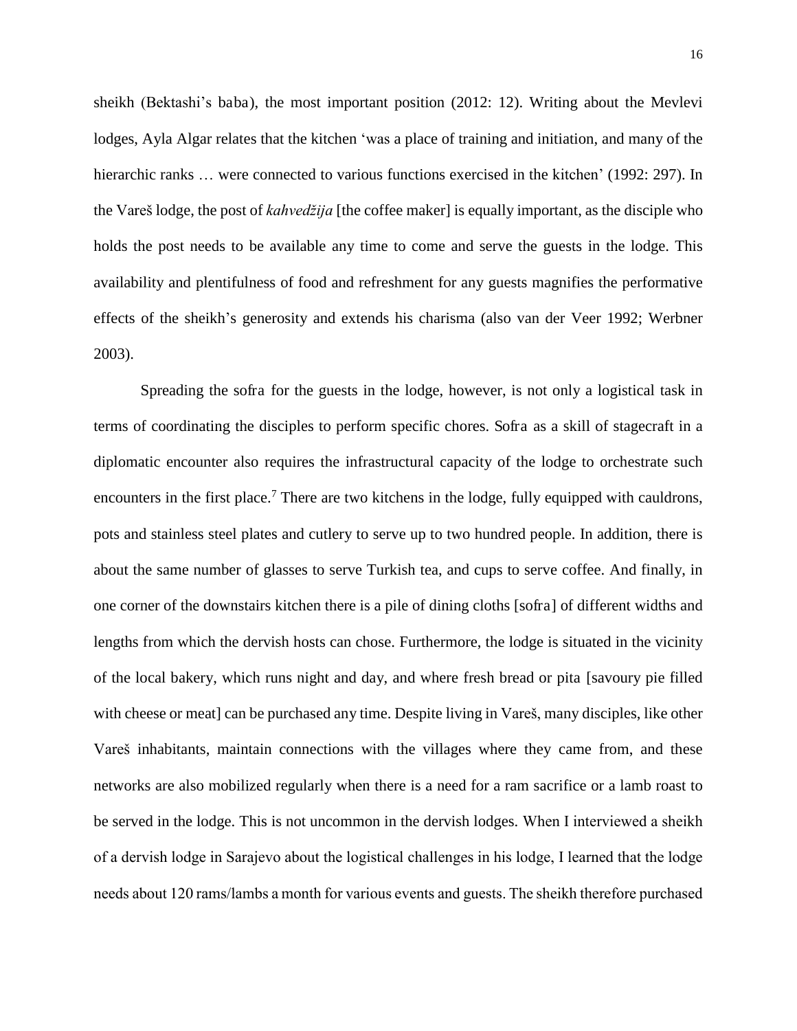sheikh (Bektashi's baba), the most important position (2012: 12). Writing about the Mevlevi lodges, Ayla Algar relates that the kitchen 'was a place of training and initiation, and many of the hierarchic ranks … were connected to various functions exercised in the kitchen' (1992: 297). In the Vareš lodge, the post of *kahvedžija* [the coffee maker] is equally important, as the disciple who holds the post needs to be available any time to come and serve the guests in the lodge. This availability and plentifulness of food and refreshment for any guests magnifies the performative effects of the sheikh's generosity and extends his charisma (also van der Veer 1992; Werbner 2003).

Spreading the sofra for the guests in the lodge, however, is not only a logistical task in terms of coordinating the disciples to perform specific chores. Sofra as a skill of stagecraft in a diplomatic encounter also requires the infrastructural capacity of the lodge to orchestrate such encounters in the first place.[7] There are two kitchens in the lodge, fully equipped with cauldrons, pots and stainless steel plates and cutlery to serve up to two hundred people. In addition, there is about the same number of glasses to serve Turkish tea, and cups to serve coffee. And finally, in one corner of the downstairs kitchen there is a pile of dining cloths [sofra] of different widths and lengths from which the dervish hosts can chose. Furthermore, the lodge is situated in the vicinity of the local bakery, which runs night and day, and where fresh bread or pita [savoury pie filled with cheese or meat] can be purchased any time. Despite living in Vareš, many disciples, like other Vareš inhabitants, maintain connections with the villages where they came from, and these networks are also mobilized regularly when there is a need for a ram sacrifice or a lamb roast to be served in the lodge. This is not uncommon in the dervish lodges. When I interviewed a sheikh of a dervish lodge in Sarajevo about the logistical challenges in his lodge, I learned that the lodge needs about 120 rams/lambs a month for various events and guests. The sheikh therefore purchased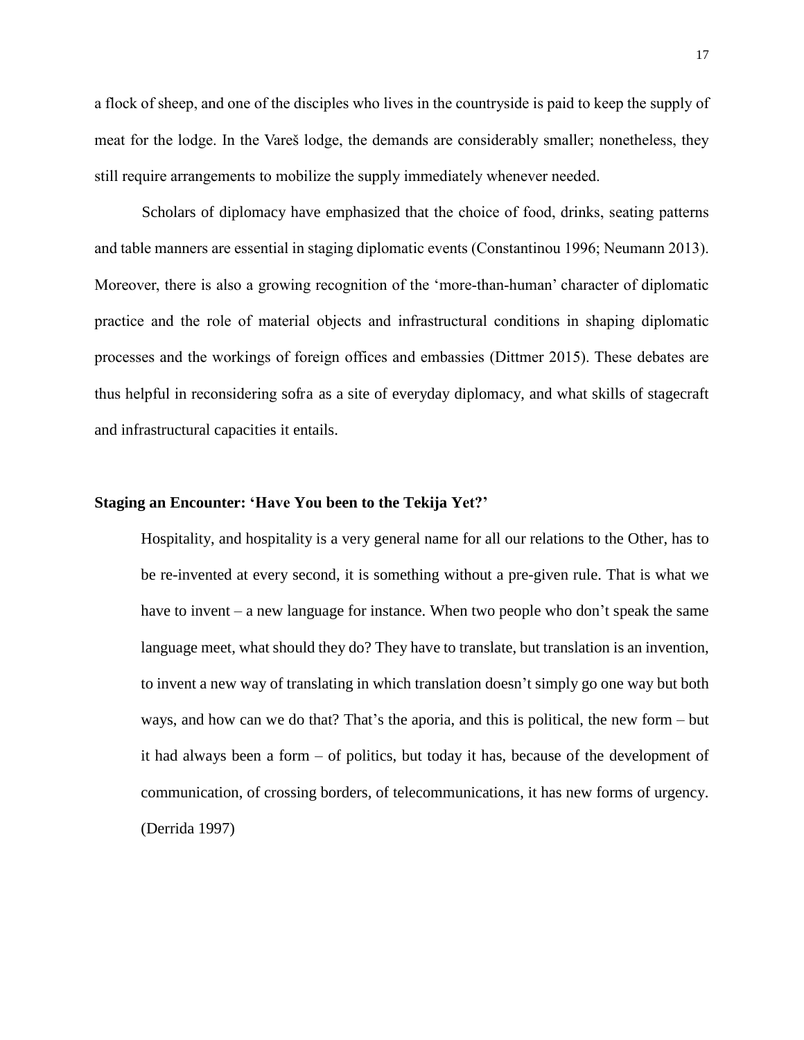a flock of sheep, and one of the disciples who lives in the countryside is paid to keep the supply of meat for the lodge. In the Vareš lodge, the demands are considerably smaller; nonetheless, they still require arrangements to mobilize the supply immediately whenever needed.

Scholars of diplomacy have emphasized that the choice of food, drinks, seating patterns and table manners are essential in staging diplomatic events (Constantinou 1996; Neumann 2013). Moreover, there is also a growing recognition of the 'more-than-human' character of diplomatic practice and the role of material objects and infrastructural conditions in shaping diplomatic processes and the workings of foreign offices and embassies (Dittmer 2015). These debates are thus helpful in reconsidering sofra as a site of everyday diplomacy, and what skills of stagecraft and infrastructural capacities it entails.

## Staging an Encounter: 'Have You been to the Tekija Yet?'

> Hospitality, and hospitality is a very general name for all our relations to the Other, has to be re-invented at every second, it is something without a pre-given rule. That is what we have to invent – a new language for instance. When two people who don't speak the same language meet, what should they do? They have to translate, but translation is an invention, to invent a new way of translating in which translation doesn't simply go one way but both ways, and how can we do that? That's the aporia, and this is political, the new form – but it had always been a form – of politics, but today it has, because of the development of communication, of crossing borders, of telecommunications, it has new forms of urgency. (Derrida 1997)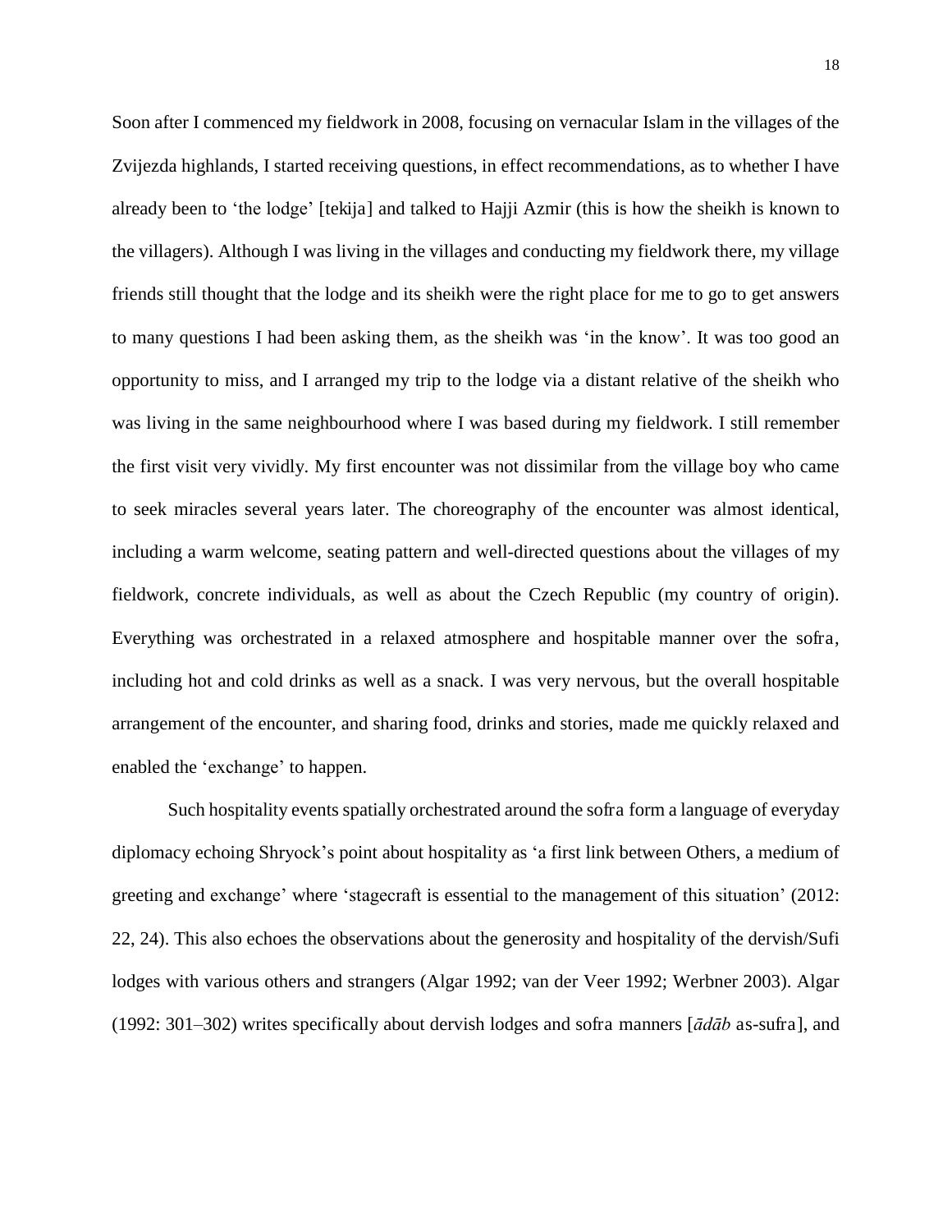Soon after I commenced my fieldwork in 2008, focusing on vernacular Islam in the villages of the Zvijezda highlands, I started receiving questions, in effect recommendations, as to whether I have already been to 'the lodge' [tekija] and talked to Hajji Azmir (this is how the sheikh is known to the villagers). Although I was living in the villages and conducting my fieldwork there, my village friends still thought that the lodge and its sheikh were the right place for me to go to get answers to many questions I had been asking them, as the sheikh was 'in the know'. It was too good an opportunity to miss, and I arranged my trip to the lodge via a distant relative of the sheikh who was living in the same neighbourhood where I was based during my fieldwork. I still remember the first visit very vividly. My first encounter was not dissimilar from the village boy who came to seek miracles several years later. The choreography of the encounter was almost identical, including a warm welcome, seating pattern and well-directed questions about the villages of my fieldwork, concrete individuals, as well as about the Czech Republic (my country of origin). Everything was orchestrated in a relaxed atmosphere and hospitable manner over the sofra, including hot and cold drinks as well as a snack. I was very nervous, but the overall hospitable arrangement of the encounter, and sharing food, drinks and stories, made me quickly relaxed and enabled the 'exchange' to happen.

Such hospitality events spatially orchestrated around the sofra form a language of everyday diplomacy echoing Shryock's point about hospitality as 'a first link between Others, a medium of greeting and exchange' where 'stagecraft is essential to the management of this situation' (2012: 22, 24). This also echoes the observations about the generosity and hospitality of the dervish/Sufi lodges with various others and strangers (Algar 1992; van der Veer 1992; Werbner 2003). Algar (1992: 301–302) writes specifically about dervish lodges and sofra manners [*ādāb* as-sufra], and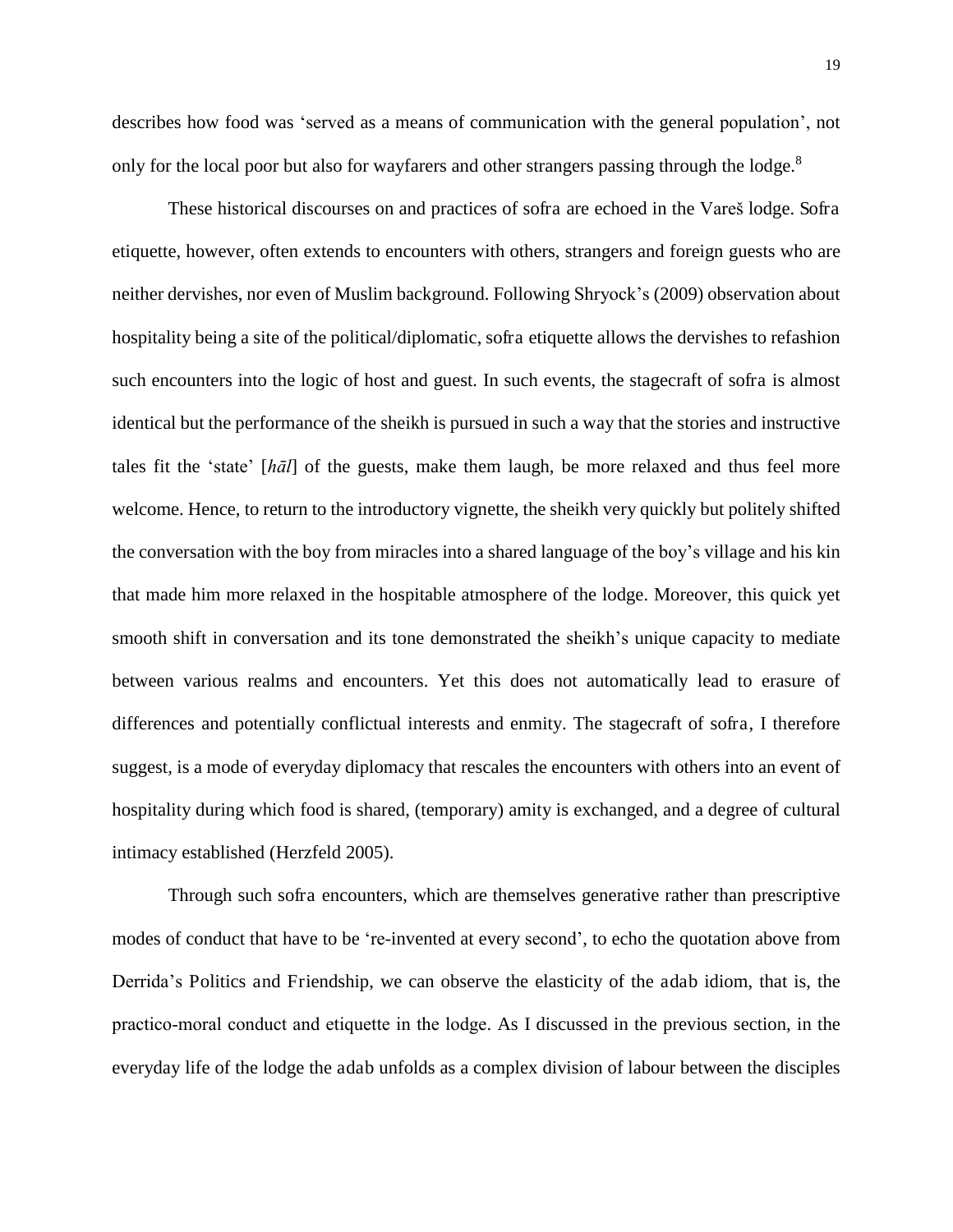describes how food was 'served as a means of communication with the general population', not only for the local poor but also for wayfarers and other strangers passing through the lodge.[8]

These historical discourses on and practices of sofra are echoed in the Vareš lodge. Sofra etiquette, however, often extends to encounters with others, strangers and foreign guests who are neither dervishes, nor even of Muslim background. Following Shryock's (2009) observation about hospitality being a site of the political/diplomatic, sofra etiquette allows the dervishes to refashion such encounters into the logic of host and guest. In such events, the stagecraft of sofra is almost identical but the performance of the sheikh is pursued in such a way that the stories and instructive tales fit the 'state' [*hāl*] of the guests, make them laugh, be more relaxed and thus feel more welcome. Hence, to return to the introductory vignette, the sheikh very quickly but politely shifted the conversation with the boy from miracles into a shared language of the boy's village and his kin that made him more relaxed in the hospitable atmosphere of the lodge. Moreover, this quick yet smooth shift in conversation and its tone demonstrated the sheikh's unique capacity to mediate between various realms and encounters. Yet this does not automatically lead to erasure of differences and potentially conflictual interests and enmity. The stagecraft of sofra, I therefore suggest, is a mode of everyday diplomacy that rescales the encounters with others into an event of hospitality during which food is shared, (temporary) amity is exchanged, and a degree of cultural intimacy established (Herzfeld 2005).

Through such sofra encounters, which are themselves generative rather than prescriptive modes of conduct that have to be 're-invented at every second', to echo the quotation above from Derrida's Politics and Friendship, we can observe the elasticity of the adab idiom, that is, the practico-moral conduct and etiquette in the lodge. As I discussed in the previous section, in the everyday life of the lodge the adab unfolds as a complex division of labour between the disciples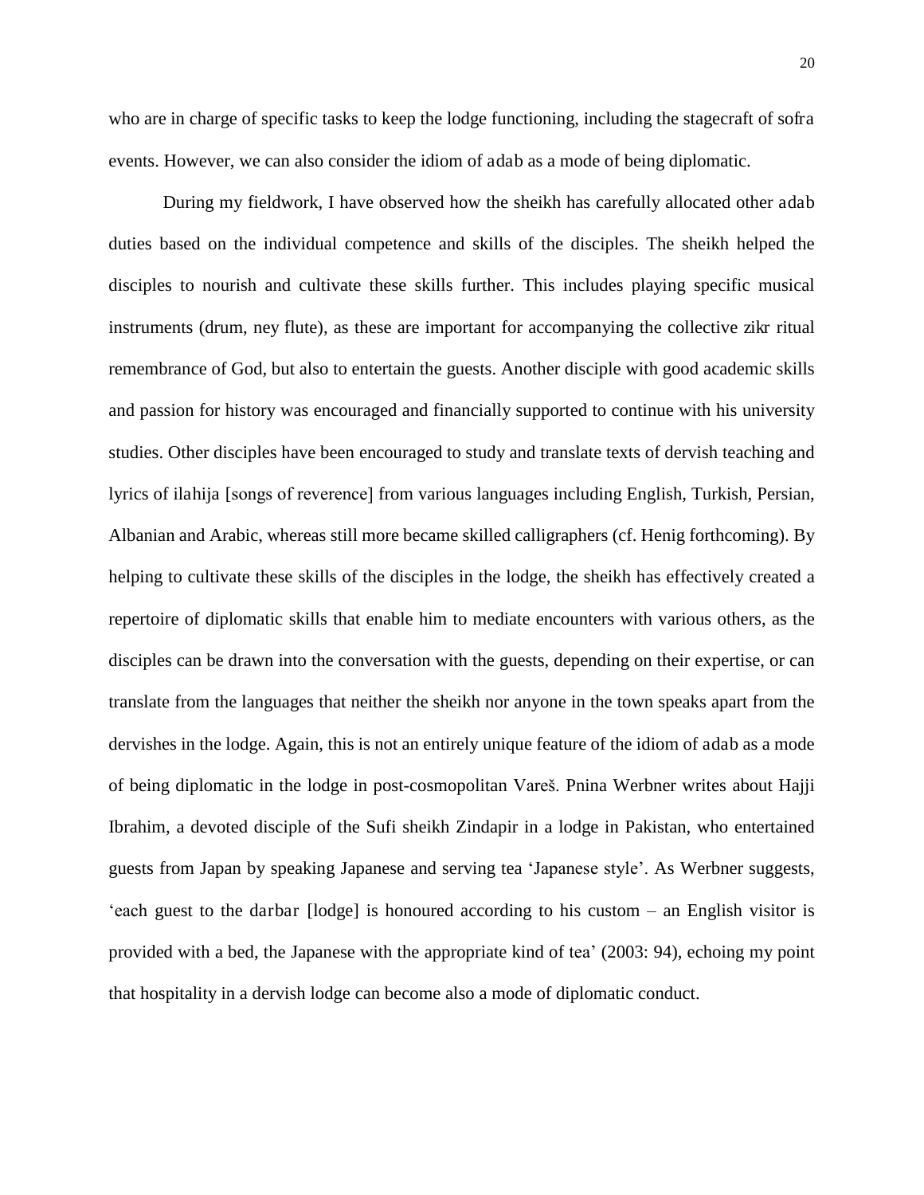who are in charge of specific tasks to keep the lodge functioning, including the stagecraft of sofra events. However, we can also consider the idiom of adab as a mode of being diplomatic.

During my fieldwork, I have observed how the sheikh has carefully allocated other adab duties based on the individual competence and skills of the disciples. The sheikh helped the disciples to nourish and cultivate these skills further. This includes playing specific musical instruments (drum, ney flute), as these are important for accompanying the collective zikr ritual remembrance of God, but also to entertain the guests. Another disciple with good academic skills and passion for history was encouraged and financially supported to continue with his university studies. Other disciples have been encouraged to study and translate texts of dervish teaching and lyrics of ilahija [songs of reverence] from various languages including English, Turkish, Persian, Albanian and Arabic, whereas still more became skilled calligraphers (cf. Henig forthcoming). By helping to cultivate these skills of the disciples in the lodge, the sheikh has effectively created a repertoire of diplomatic skills that enable him to mediate encounters with various others, as the disciples can be drawn into the conversation with the guests, depending on their expertise, or can translate from the languages that neither the sheikh nor anyone in the town speaks apart from the dervishes in the lodge. Again, this is not an entirely unique feature of the idiom of adab as a mode of being diplomatic in the lodge in post-cosmopolitan Vareš. Pnina Werbner writes about Hajji Ibrahim, a devoted disciple of the Sufi sheikh Zindapir in a lodge in Pakistan, who entertained guests from Japan by speaking Japanese and serving tea 'Japanese style'. As Werbner suggests, 'each guest to the darbar [lodge] is honoured according to his custom – an English visitor is provided with a bed, the Japanese with the appropriate kind of tea' (2003: 94), echoing my point that hospitality in a dervish lodge can become also a mode of diplomatic conduct.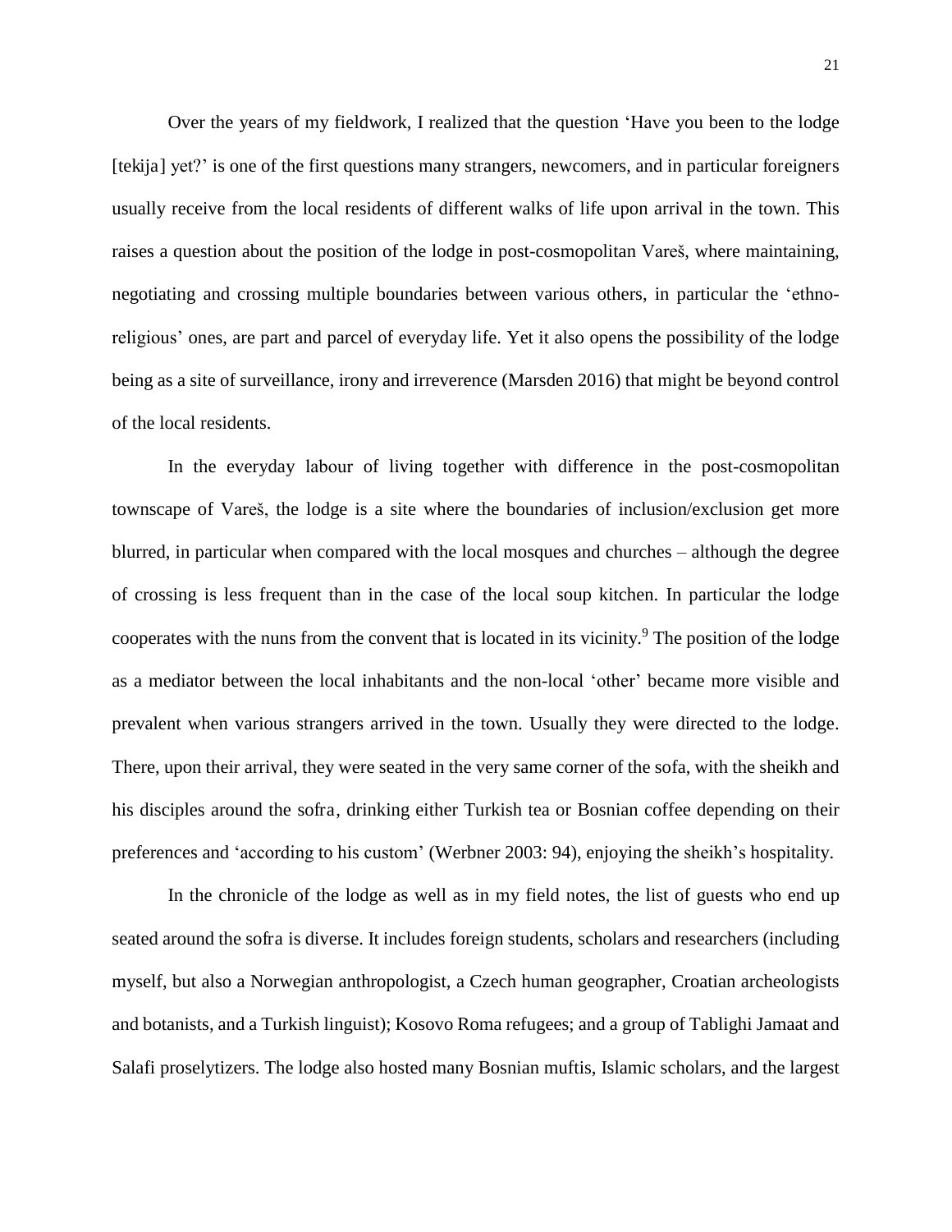Over the years of my fieldwork, I realized that the question 'Have you been to the lodge [tekija] yet?' is one of the first questions many strangers, newcomers, and in particular foreigners usually receive from the local residents of different walks of life upon arrival in the town. This raises a question about the position of the lodge in post-cosmopolitan Vareš, where maintaining, negotiating and crossing multiple boundaries between various others, in particular the 'ethno-religious' ones, are part and parcel of everyday life. Yet it also opens the possibility of the lodge being as a site of surveillance, irony and irreverence (Marsden 2016) that might be beyond control of the local residents.

In the everyday labour of living together with difference in the post-cosmopolitan townscape of Vareš, the lodge is a site where the boundaries of inclusion/exclusion get more blurred, in particular when compared with the local mosques and churches – although the degree of crossing is less frequent than in the case of the local soup kitchen. In particular the lodge cooperates with the nuns from the convent that is located in its vicinity.[9] The position of the lodge as a mediator between the local inhabitants and the non-local 'other' became more visible and prevalent when various strangers arrived in the town. Usually they were directed to the lodge. There, upon their arrival, they were seated in the very same corner of the sofa, with the sheikh and his disciples around the sofra, drinking either Turkish tea or Bosnian coffee depending on their preferences and 'according to his custom' (Werbner 2003: 94), enjoying the sheikh's hospitality.

In the chronicle of the lodge as well as in my field notes, the list of guests who end up seated around the sofra is diverse. It includes foreign students, scholars and researchers (including myself, but also a Norwegian anthropologist, a Czech human geographer, Croatian archeologists and botanists, and a Turkish linguist); Kosovo Roma refugees; and a group of Tablighi Jamaat and Salafi proselytizers. The lodge also hosted many Bosnian muftis, Islamic scholars, and the largest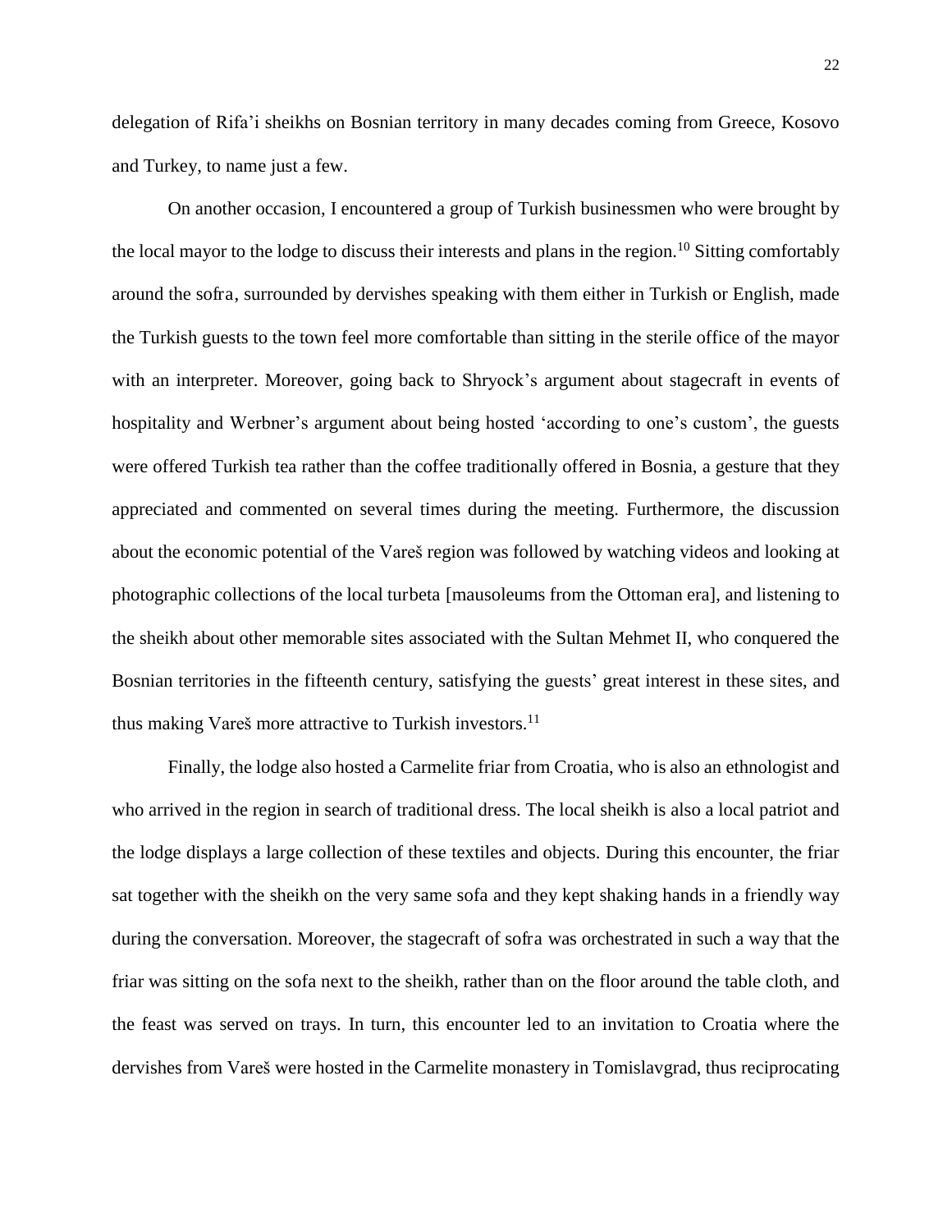delegation of Rifa'i sheikhs on Bosnian territory in many decades coming from Greece, Kosovo and Turkey, to name just a few.

On another occasion, I encountered a group of Turkish businessmen who were brought by the local mayor to the lodge to discuss their interests and plans in the region.[10] Sitting comfortably around the *sofra*, surrounded by dervishes speaking with them either in Turkish or English, made the Turkish guests to the town feel more comfortable than sitting in the sterile office of the mayor with an interpreter. Moreover, going back to Shryock's argument about stagecraft in events of hospitality and Werbner's argument about being hosted 'according to one's custom', the guests were offered Turkish tea rather than the coffee traditionally offered in Bosnia, a gesture that they appreciated and commented on several times during the meeting. Furthermore, the discussion about the economic potential of the Vareš region was followed by watching videos and looking at photographic collections of the local *turbeta* [mausoleums from the Ottoman era], and listening to the sheikh about other memorable sites associated with the Sultan Mehmet II, who conquered the Bosnian territories in the fifteenth century, satisfying the guests' great interest in these sites, and thus making Vareš more attractive to Turkish investors.[11]

Finally, the lodge also hosted a Carmelite friar from Croatia, who is also an ethnologist and who arrived in the region in search of traditional dress. The local sheikh is also a local patriot and the lodge displays a large collection of these textiles and objects. During this encounter, the friar sat together with the sheikh on the very same sofa and they kept shaking hands in a friendly way during the conversation. Moreover, the stagecraft of *sofra* was orchestrated in such a way that the friar was sitting on the sofa next to the sheikh, rather than on the floor around the table cloth, and the feast was served on trays. In turn, this encounter led to an invitation to Croatia where the dervishes from Vareš were hosted in the Carmelite monastery in Tomislavgrad, thus reciprocating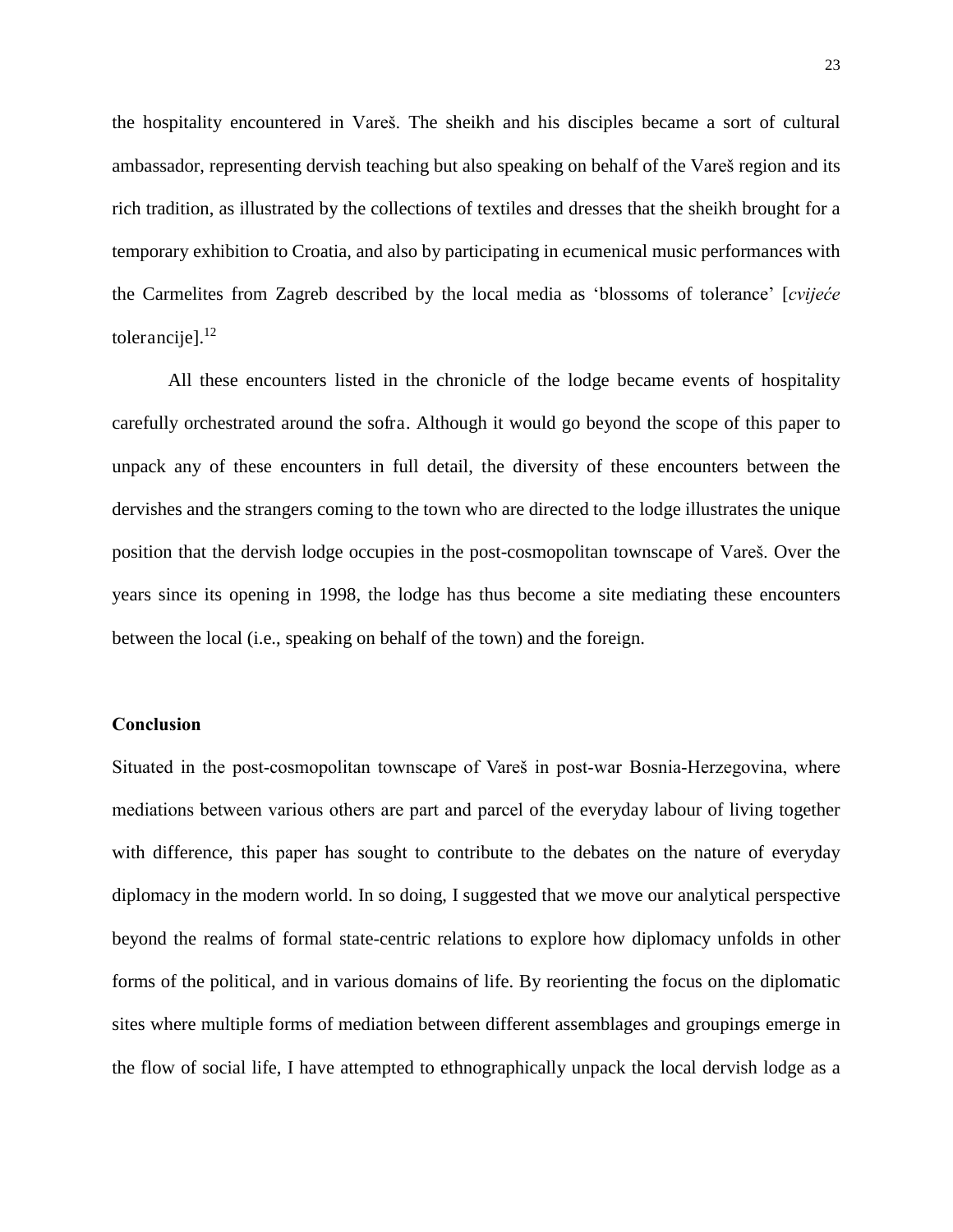the hospitality encountered in Vareš. The sheikh and his disciples became a sort of cultural ambassador, representing dervish teaching but also speaking on behalf of the Vareš region and its rich tradition, as illustrated by the collections of textiles and dresses that the sheikh brought for a temporary exhibition to Croatia, and also by participating in ecumenical music performances with the Carmelites from Zagreb described by the local media as 'blossoms of tolerance' [*cvijeće* tolerancije].[12]

All these encounters listed in the chronicle of the lodge became events of hospitality carefully orchestrated around the sofra. Although it would go beyond the scope of this paper to unpack any of these encounters in full detail, the diversity of these encounters between the dervishes and the strangers coming to the town who are directed to the lodge illustrates the unique position that the dervish lodge occupies in the post-cosmopolitan townscape of Vareš. Over the years since its opening in 1998, the lodge has thus become a site mediating these encounters between the local (i.e., speaking on behalf of the town) and the foreign.

## Conclusion

Situated in the post-cosmopolitan townscape of Vareš in post-war Bosnia-Herzegovina, where mediations between various others are part and parcel of the everyday labour of living together with difference, this paper has sought to contribute to the debates on the nature of everyday diplomacy in the modern world. In so doing, I suggested that we move our analytical perspective beyond the realms of formal state-centric relations to explore how diplomacy unfolds in other forms of the political, and in various domains of life. By reorienting the focus on the diplomatic sites where multiple forms of mediation between different assemblages and groupings emerge in the flow of social life, I have attempted to ethnographically unpack the local dervish lodge as a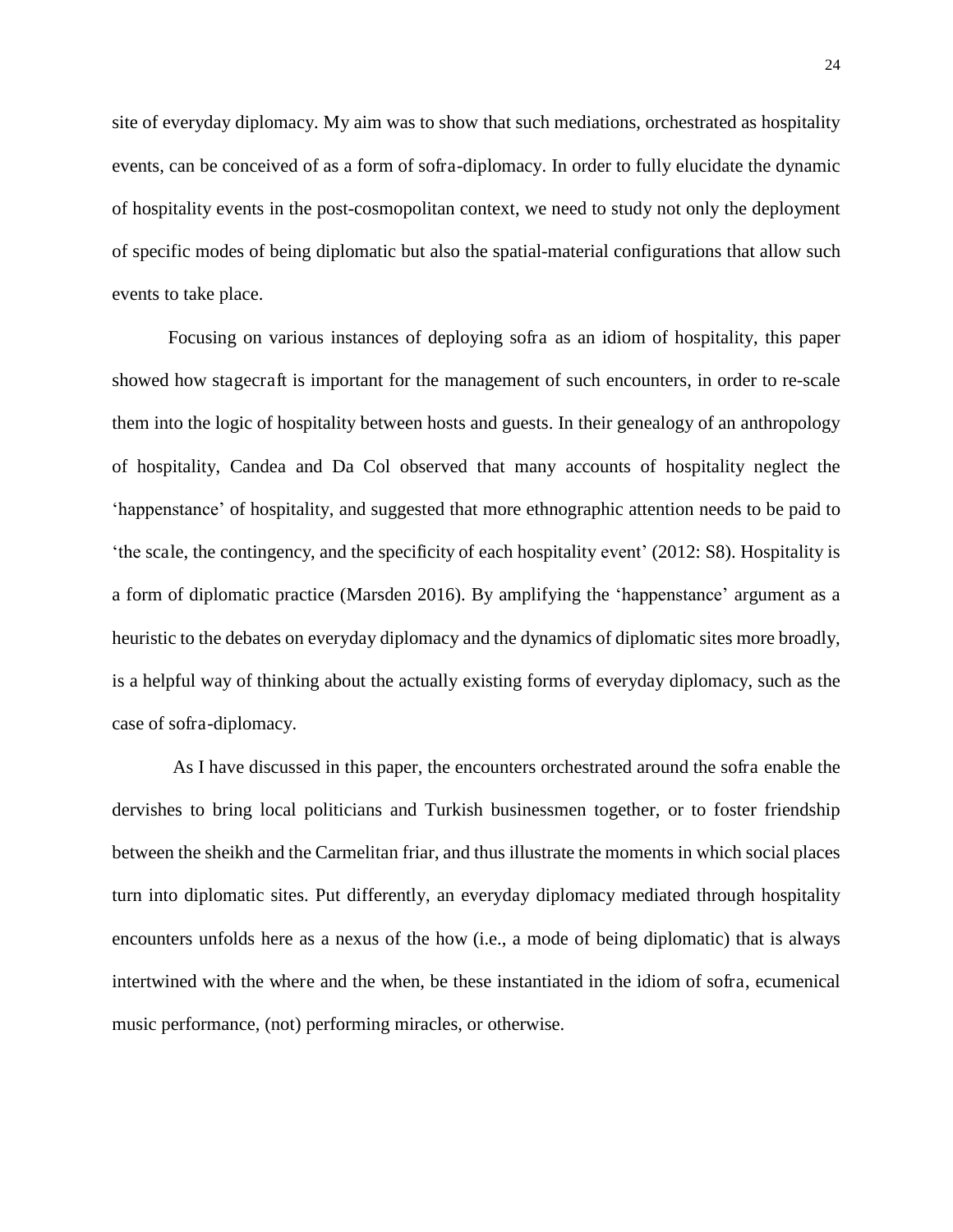site of everyday diplomacy. My aim was to show that such mediations, orchestrated as hospitality events, can be conceived of as a form of sofra-diplomacy. In order to fully elucidate the dynamic of hospitality events in the post-cosmopolitan context, we need to study not only the deployment of specific modes of being diplomatic but also the spatial-material configurations that allow such events to take place.

Focusing on various instances of deploying sofra as an idiom of hospitality, this paper showed how stagecraft is important for the management of such encounters, in order to re-scale them into the logic of hospitality between hosts and guests. In their genealogy of an anthropology of hospitality, Candea and Da Col observed that many accounts of hospitality neglect the 'happenstance' of hospitality, and suggested that more ethnographic attention needs to be paid to 'the scale, the contingency, and the specificity of each hospitality event' (2012: S8). Hospitality is a form of diplomatic practice (Marsden 2016). By amplifying the 'happenstance' argument as a heuristic to the debates on everyday diplomacy and the dynamics of diplomatic sites more broadly, is a helpful way of thinking about the actually existing forms of everyday diplomacy, such as the case of sofra-diplomacy.

As I have discussed in this paper, the encounters orchestrated around the sofra enable the dervishes to bring local politicians and Turkish businessmen together, or to foster friendship between the sheikh and the Carmelitan friar, and thus illustrate the moments in which social places turn into diplomatic sites. Put differently, an everyday diplomacy mediated through hospitality encounters unfolds here as a nexus of the how (i.e., a mode of being diplomatic) that is always intertwined with the where and the when, be these instantiated in the idiom of sofra, ecumenical music performance, (not) performing miracles, or otherwise.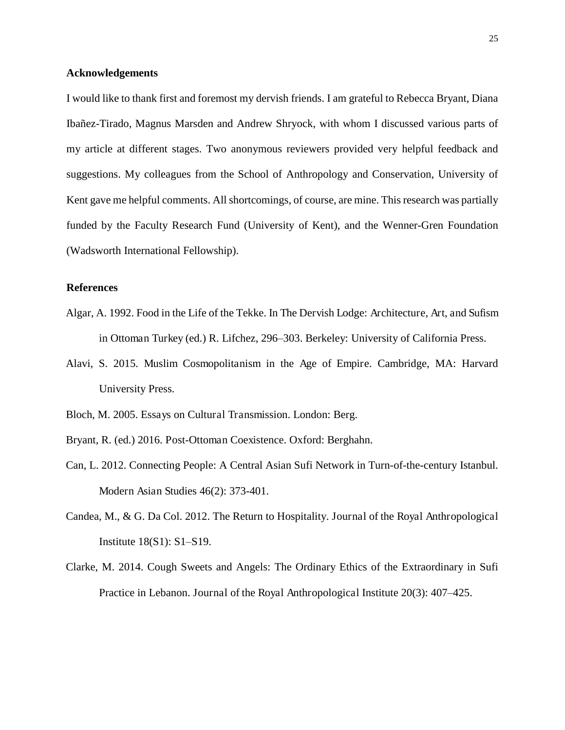## Acknowledgements

I would like to thank first and foremost my dervish friends. I am grateful to Rebecca Bryant, Diana Ibañez-Tirado, Magnus Marsden and Andrew Shryock, with whom I discussed various parts of my article at different stages. Two anonymous reviewers provided very helpful feedback and suggestions. My colleagues from the School of Anthropology and Conservation, University of Kent gave me helpful comments. All shortcomings, of course, are mine. This research was partially funded by the Faculty Research Fund (University of Kent), and the Wenner-Gren Foundation (Wadsworth International Fellowship).

## References

Algar, A. 1992. Food in the Life of the Tekke. In The Dervish Lodge: Architecture, Art, and Sufism in Ottoman Turkey (ed.) R. Lifchez, 296–303. Berkeley: University of California Press.

Alavi, S. 2015. Muslim Cosmopolitanism in the Age of Empire. Cambridge, MA: Harvard University Press.

Bloch, M. 2005. Essays on Cultural Transmission. London: Berg.

Bryant, R. (ed.) 2016. Post-Ottoman Coexistence. Oxford: Berghahn.

Can, L. 2012. Connecting People: A Central Asian Sufi Network in Turn-of-the-century Istanbul. Modern Asian Studies 46(2): 373-401.

Candea, M., & G. Da Col. 2012. The Return to Hospitality. Journal of the Royal Anthropological Institute 18(S1): S1–S19.

Clarke, M. 2014. Cough Sweets and Angels: The Ordinary Ethics of the Extraordinary in Sufi Practice in Lebanon. Journal of the Royal Anthropological Institute 20(3): 407–425.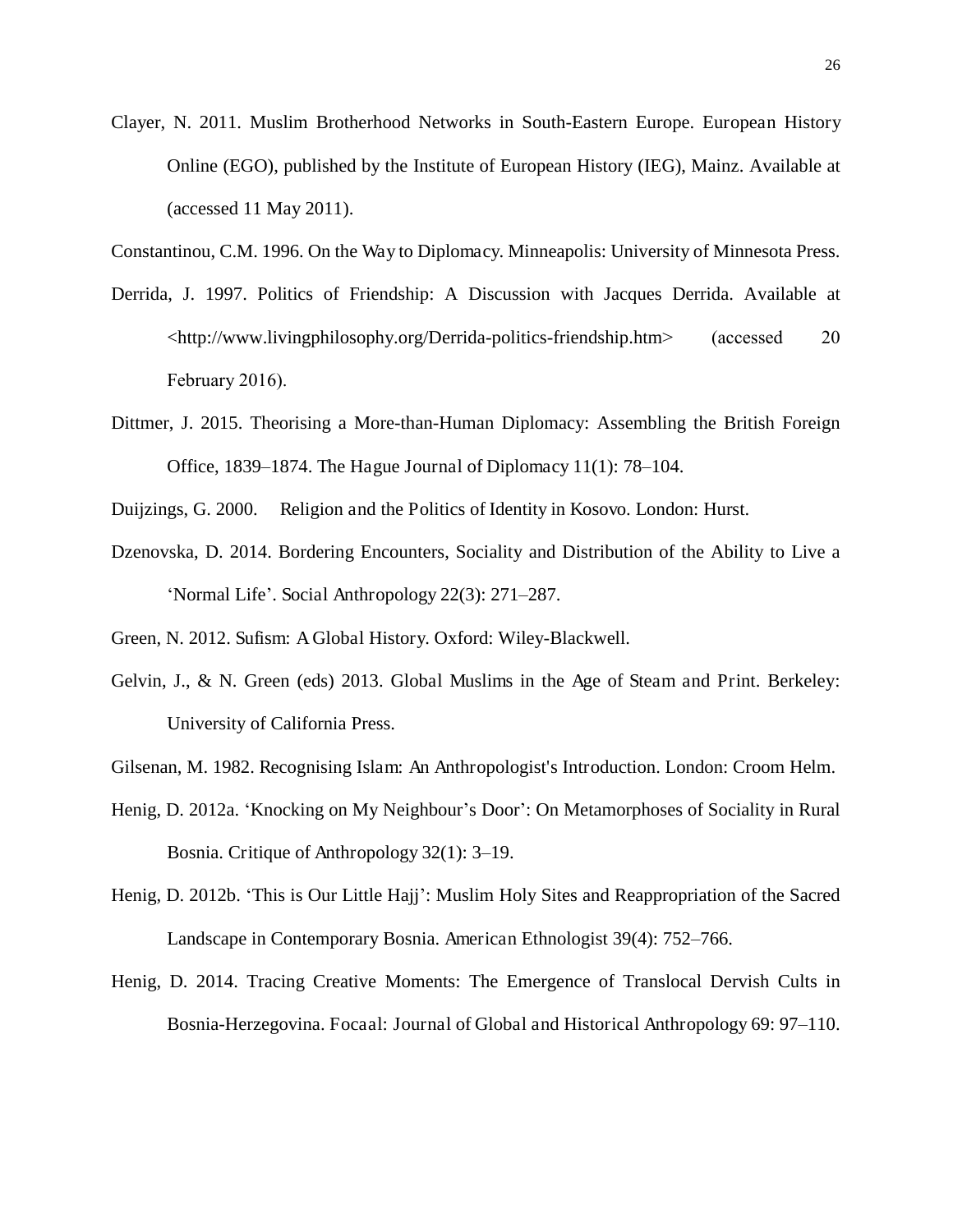Clayer, N. 2011. Muslim Brotherhood Networks in South-Eastern Europe. European History Online (EGO), published by the Institute of European History (IEG), Mainz. Available at (accessed 11 May 2011).

Constantinou, C.M. 1996. On the Way to Diplomacy. Minneapolis: University of Minnesota Press.

Derrida, J. 1997. Politics of Friendship: A Discussion with Jacques Derrida. Available at <http://www.livingphilosophy.org/Derrida-politics-friendship.htm> (accessed 20 February 2016).

Dittmer, J. 2015. Theorising a More-than-Human Diplomacy: Assembling the British Foreign Office, 1839–1874. The Hague Journal of Diplomacy 11(1): 78–104.

Duijzings, G. 2000. Religion and the Politics of Identity in Kosovo. London: Hurst.

Dzenovska, D. 2014. Bordering Encounters, Sociality and Distribution of the Ability to Live a 'Normal Life'. Social Anthropology 22(3): 271–287.

Green, N. 2012. Sufism: A Global History. Oxford: Wiley-Blackwell.

Gelvin, J., & N. Green (eds) 2013. Global Muslims in the Age of Steam and Print. Berkeley: University of California Press.

Gilsenan, M. 1982. Recognising Islam: An Anthropologist's Introduction. London: Croom Helm.

Henig, D. 2012a. 'Knocking on My Neighbour's Door': On Metamorphoses of Sociality in Rural Bosnia. Critique of Anthropology 32(1): 3–19.

Henig, D. 2012b. 'This is Our Little Hajj': Muslim Holy Sites and Reappropriation of the Sacred Landscape in Contemporary Bosnia. American Ethnologist 39(4): 752–766.

Henig, D. 2014. Tracing Creative Moments: The Emergence of Translocal Dervish Cults in Bosnia-Herzegovina. Focaal: Journal of Global and Historical Anthropology 69: 97–110.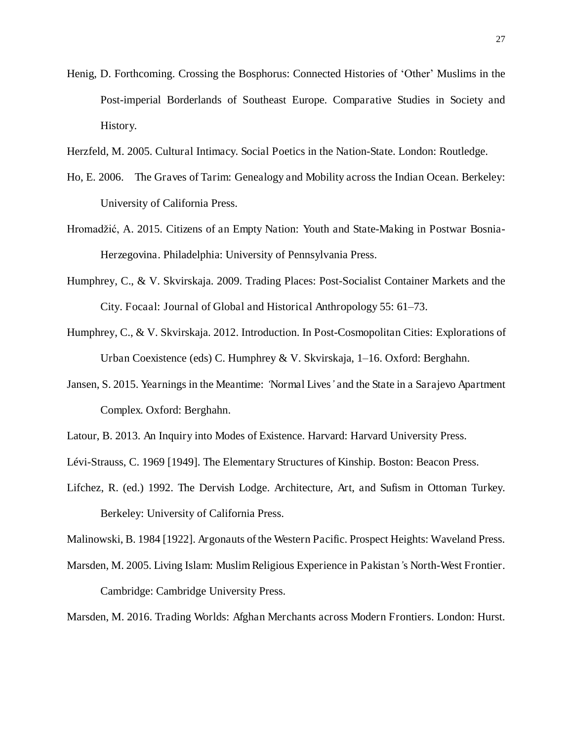Henig, D. Forthcoming. Crossing the Bosphorus: Connected Histories of 'Other' Muslims in the Post-imperial Borderlands of Southeast Europe. Comparative Studies in Society and History.

Herzfeld, M. 2005. Cultural Intimacy. Social Poetics in the Nation-State. London: Routledge.

Ho, E. 2006. The Graves of Tarim: Genealogy and Mobility across the Indian Ocean. Berkeley: University of California Press.

Hromadžić, A. 2015. Citizens of an Empty Nation: Youth and State-Making in Postwar Bosnia-Herzegovina. Philadelphia: University of Pennsylvania Press.

Humphrey, C., & V. Skvirskaja. 2009. Trading Places: Post-Socialist Container Markets and the City. Focaal: Journal of Global and Historical Anthropology 55: 61–73.

Humphrey, C., & V. Skvirskaja. 2012. Introduction. In Post-Cosmopolitan Cities: Explorations of Urban Coexistence (eds) C. Humphrey & V. Skvirskaja, 1–16. Oxford: Berghahn.

Jansen, S. 2015. Yearnings in the Meantime: 'Normal Lives' and the State in a Sarajevo Apartment Complex. Oxford: Berghahn.

Latour, B. 2013. An Inquiry into Modes of Existence. Harvard: Harvard University Press.

Lévi-Strauss, C. 1969 [1949]. The Elementary Structures of Kinship. Boston: Beacon Press.

Lifchez, R. (ed.) 1992. The Dervish Lodge. Architecture, Art, and Sufism in Ottoman Turkey. Berkeley: University of California Press.

Malinowski, B. 1984 [1922]. Argonauts of the Western Pacific. Prospect Heights: Waveland Press.

Marsden, M. 2005. Living Islam: Muslim Religious Experience in Pakistan's North-West Frontier. Cambridge: Cambridge University Press.

Marsden, M. 2016. Trading Worlds: Afghan Merchants across Modern Frontiers. London: Hurst.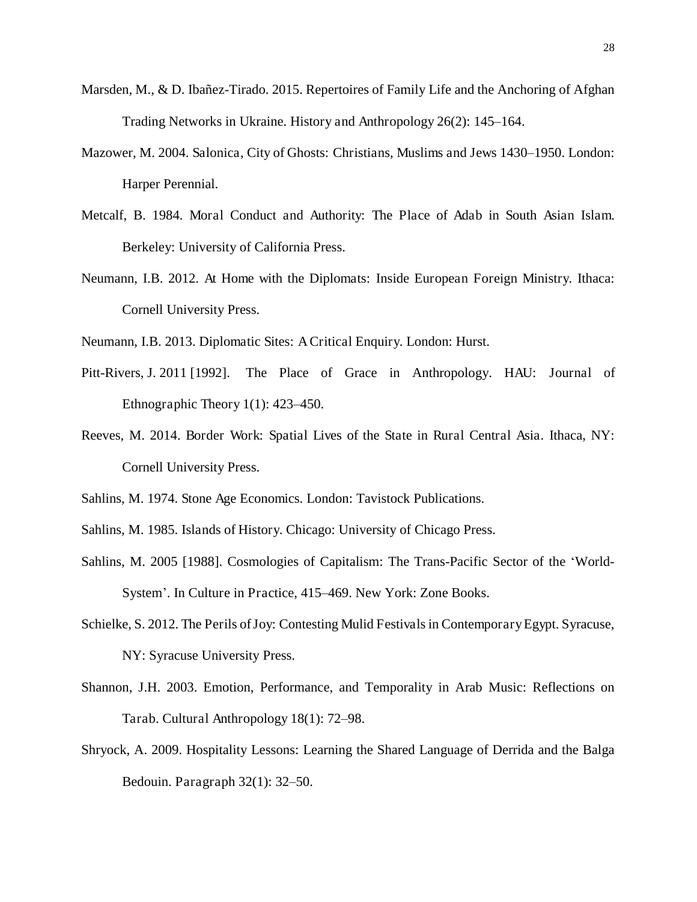Marsden, M., & D. Ibañez-Tirado. 2015. Repertoires of Family Life and the Anchoring of Afghan Trading Networks in Ukraine. History and Anthropology 26(2): 145–164.

Mazower, M. 2004. Salonica, City of Ghosts: Christians, Muslims and Jews 1430–1950. London: Harper Perennial.

Metcalf, B. 1984. Moral Conduct and Authority: The Place of Adab in South Asian Islam. Berkeley: University of California Press.

Neumann, I.B. 2012. At Home with the Diplomats: Inside European Foreign Ministry. Ithaca: Cornell University Press.

Neumann, I.B. 2013. Diplomatic Sites: A Critical Enquiry. London: Hurst.

Pitt-Rivers, J. 2011 [1992]. The Place of Grace in Anthropology. HAU: Journal of Ethnographic Theory 1(1): 423–450.

Reeves, M. 2014. Border Work: Spatial Lives of the State in Rural Central Asia. Ithaca, NY: Cornell University Press.

Sahlins, M. 1974. Stone Age Economics. London: Tavistock Publications.

Sahlins, M. 1985. Islands of History. Chicago: University of Chicago Press.

Sahlins, M. 2005 [1988]. Cosmologies of Capitalism: The Trans-Pacific Sector of the 'World-System'. In Culture in Practice, 415–469. New York: Zone Books.

Schielke, S. 2012. The Perils of Joy: Contesting Mulid Festivals in Contemporary Egypt. Syracuse, NY: Syracuse University Press.

Shannon, J.H. 2003. Emotion, Performance, and Temporality in Arab Music: Reflections on Tarab. Cultural Anthropology 18(1): 72–98.

Shryock, A. 2009. Hospitality Lessons: Learning the Shared Language of Derrida and the Balga Bedouin. Paragraph 32(1): 32–50.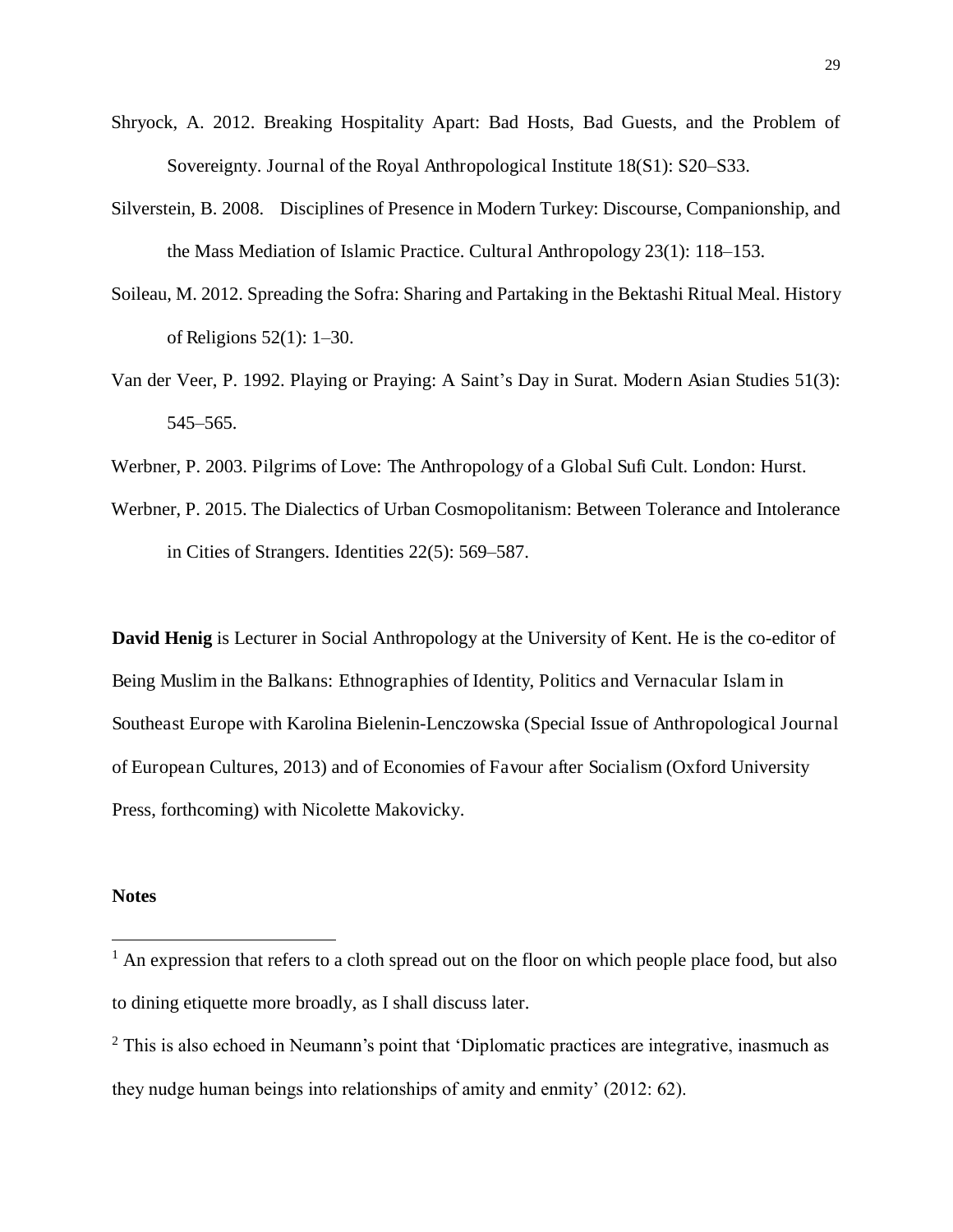Shryock, A. 2012. Breaking Hospitality Apart: Bad Hosts, Bad Guests, and the Problem of Sovereignty. Journal of the Royal Anthropological Institute 18(S1): S20–S33.

Silverstein, B. 2008. Disciplines of Presence in Modern Turkey: Discourse, Companionship, and the Mass Mediation of Islamic Practice. Cultural Anthropology 23(1): 118–153.

Soileau, M. 2012. Spreading the Sofra: Sharing and Partaking in the Bektashi Ritual Meal. History of Religions 52(1): 1–30.

Van der Veer, P. 1992. Playing or Praying: A Saint's Day in Surat. Modern Asian Studies 51(3): 545–565.

Werbner, P. 2003. Pilgrims of Love: The Anthropology of a Global Sufi Cult. London: Hurst.

Werbner, P. 2015. The Dialectics of Urban Cosmopolitanism: Between Tolerance and Intolerance in Cities of Strangers. Identities 22(5): 569–587.

**David Henig** is Lecturer in Social Anthropology at the University of Kent. He is the co-editor of Being Muslim in the Balkans: Ethnographies of Identity, Politics and Vernacular Islam in Southeast Europe with Karolina Bielenin-Lenczowska (Special Issue of Anthropological Journal of European Cultures, 2013) and of Economies of Favour after Socialism (Oxford University Press, forthcoming) with Nicolette Makovicky.

**Notes**

[1] An expression that refers to a cloth spread out on the floor on which people place food, but also to dining etiquette more broadly, as I shall discuss later.

[2] This is also echoed in Neumann's point that 'Diplomatic practices are integrative, inasmuch as they nudge human beings into relationships of amity and enmity' (2012: 62).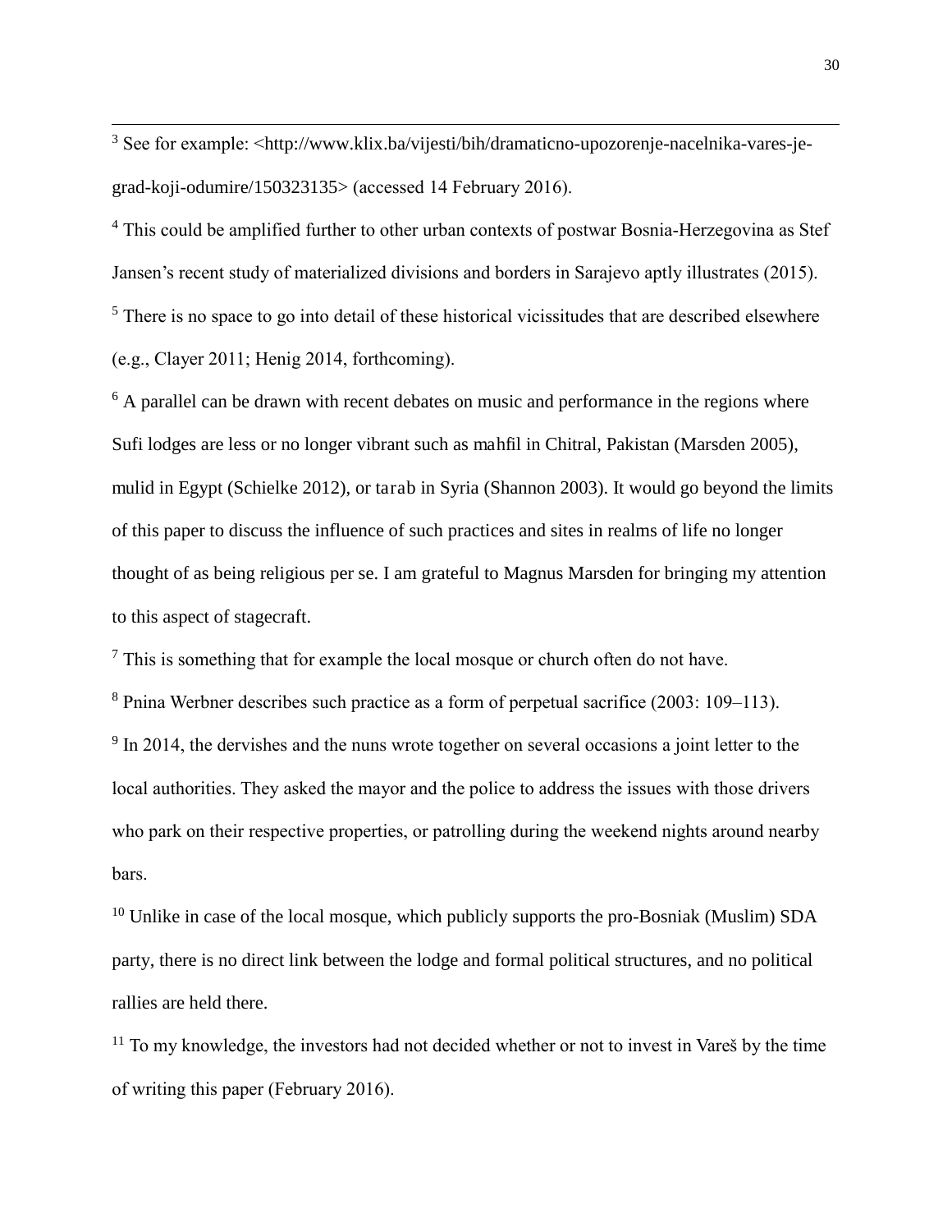[3] See for example: <http://www.klix.ba/vijesti/bih/dramaticno-upozorenje-nacelnika-vares-je-grad-koji-odumire/150323135> (accessed 14 February 2016).

[4] This could be amplified further to other urban contexts of postwar Bosnia-Herzegovina as Stef Jansen's recent study of materialized divisions and borders in Sarajevo aptly illustrates (2015).

[5] There is no space to go into detail of these historical vicissitudes that are described elsewhere (e.g., Clayer 2011; Henig 2014, forthcoming).

[6] A parallel can be drawn with recent debates on music and performance in the regions where Sufi lodges are less or no longer vibrant such as mahfil in Chitral, Pakistan (Marsden 2005), mulid in Egypt (Schielke 2012), or tarab in Syria (Shannon 2003). It would go beyond the limits of this paper to discuss the influence of such practices and sites in realms of life no longer thought of as being religious per se. I am grateful to Magnus Marsden for bringing my attention to this aspect of stagecraft.

[7] This is something that for example the local mosque or church often do not have.

[8] Pnina Werbner describes such practice as a form of perpetual sacrifice (2003: 109–113).

[9] In 2014, the dervishes and the nuns wrote together on several occasions a joint letter to the local authorities. They asked the mayor and the police to address the issues with those drivers who park on their respective properties, or patrolling during the weekend nights around nearby bars.

[10] Unlike in case of the local mosque, which publicly supports the pro-Bosniak (Muslim) SDA party, there is no direct link between the lodge and formal political structures, and no political rallies are held there.

[11] To my knowledge, the investors had not decided whether or not to invest in Vareš by the time of writing this paper (February 2016).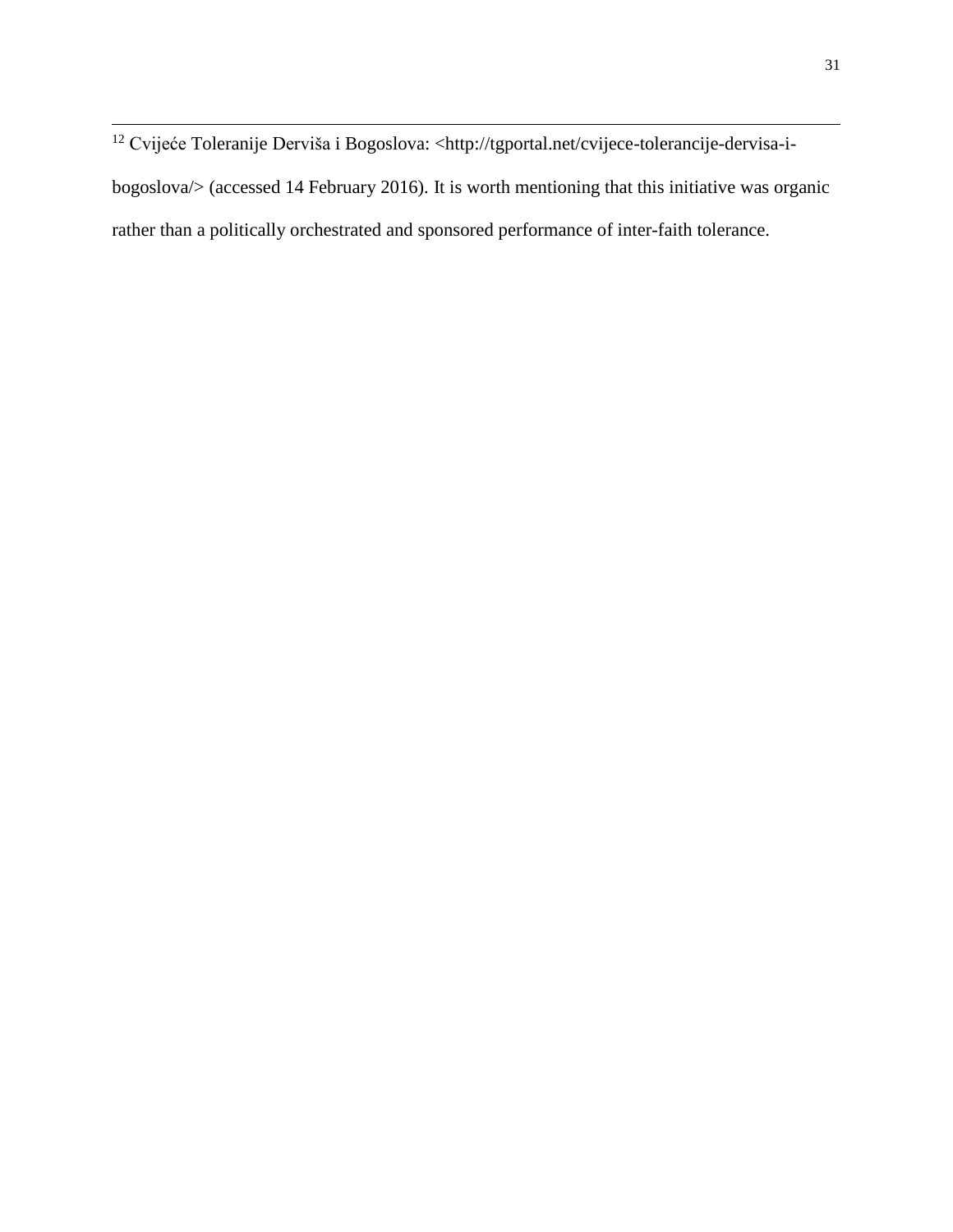[12] Cvijeće Toleranije Derviša i Bogoslova: <http://tgportal.net/cvijece-tolerancije-dervisa-i-bogoslova/> (accessed 14 February 2016). It is worth mentioning that this initiative was organic rather than a politically orchestrated and sponsored performance of inter-faith tolerance.